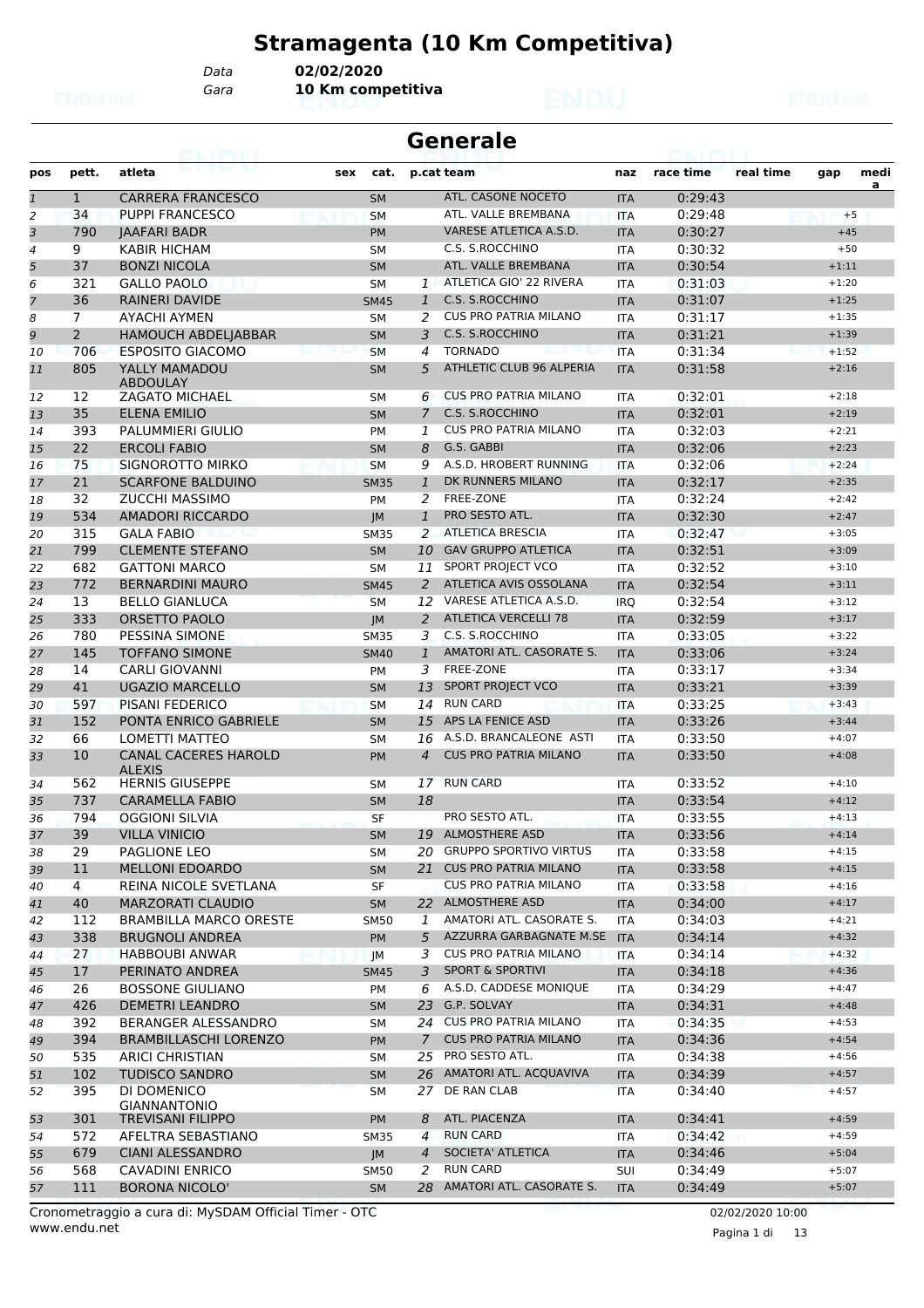# Stramagenta (10 Km Competitiva)

Data **02/02/2020**
Gara **10 Km competitiva**

## Generale

| pos | pett. | atleta | sex | cat. | p.cat | team | naz | race time | real time | gap | media |
|---|---|---|---|---|---|---|---|---|---|---|---|
| 1 | 1 | CARRERA FRANCESCO | | SM | | ATL. CASONE NOCETO | ITA | 0:29:43 | | | |
| 2 | 34 | PUPPI FRANCESCO | | SM | | ATL. VALLE BREMBANA | ITA | 0:29:48 | | +5 | |
| 3 | 790 | JAAFARI BADR | | PM | | VARESE ATLETICA A.S.D. | ITA | 0:30:27 | | +45 | |
| 4 | 9 | KABIR HICHAM | | SM | | C.S. S.ROCCHINO | ITA | 0:30:32 | | +50 | |
| 5 | 37 | BONZI NICOLA | | SM | | ATL. VALLE BREMBANA | ITA | 0:30:54 | | +1:11 | |
| 6 | 321 | GALLO PAOLO | | SM | 1 | ATLETICA GIO' 22 RIVERA | ITA | 0:31:03 | | +1:20 | |
| 7 | 36 | RAINERI DAVIDE | | SM45 | 1 | C.S. S.ROCCHINO | ITA | 0:31:07 | | +1:25 | |
| 8 | 7 | AYACHI AYMEN | | SM | 2 | CUS PRO PATRIA MILANO | ITA | 0:31:17 | | +1:35 | |
| 9 | 2 | HAMOUCH ABDELJABBAR | | SM | 3 | C.S. S.ROCCHINO | ITA | 0:31:21 | | +1:39 | |
| 10 | 706 | ESPOSITO GIACOMO | | SM | 4 | TORNADO | ITA | 0:31:34 | | +1:52 | |
| 11 | 805 | YALLY MAMADOU ABDOULAY | | SM | 5 | ATHLETIC CLUB 96 ALPERIA | ITA | 0:31:58 | | +2:16 | |
| 12 | 12 | ZAGATO MICHAEL | | SM | 6 | CUS PRO PATRIA MILANO | ITA | 0:32:01 | | +2:18 | |
| 13 | 35 | ELENA EMILIO | | SM | 7 | C.S. S.ROCCHINO | ITA | 0:32:01 | | +2:19 | |
| 14 | 393 | PALUMMIERI GIULIO | | PM | 1 | CUS PRO PATRIA MILANO | ITA | 0:32:03 | | +2:21 | |
| 15 | 22 | ERCOLI FABIO | | SM | 8 | G.S. GABBI | ITA | 0:32:06 | | +2:23 | |
| 16 | 75 | SIGNOROTTO MIRKO | | SM | 9 | A.S.D. HROBERT RUNNING | ITA | 0:32:06 | | +2:24 | |
| 17 | 21 | SCARFONE BALDUINO | | SM35 | 1 | DK RUNNERS MILANO | ITA | 0:32:17 | | +2:35 | |
| 18 | 32 | ZUCCHI MASSIMO | | PM | 2 | FREE-ZONE | ITA | 0:32:24 | | +2:42 | |
| 19 | 534 | AMADORI RICCARDO | | JM | 1 | PRO SESTO ATL. | ITA | 0:32:30 | | +2:47 | |
| 20 | 315 | GALA FABIO | | SM35 | 2 | ATLETICA BRESCIA | ITA | 0:32:47 | | +3:05 | |
| 21 | 799 | CLEMENTE STEFANO | | SM | 10 | GAV GRUPPO ATLETICA | ITA | 0:32:51 | | +3:09 | |
| 22 | 682 | GATTONI MARCO | | SM | 11 | SPORT PROJECT VCO | ITA | 0:32:52 | | +3:10 | |
| 23 | 772 | BERNARDINI MAURO | | SM45 | 2 | ATLETICA AVIS OSSOLANA | ITA | 0:32:54 | | +3:11 | |
| 24 | 13 | BELLO GIANLUCA | | SM | 12 | VARESE ATLETICA A.S.D. | IRQ | 0:32:54 | | +3:12 | |
| 25 | 333 | ORSETTO PAOLO | | JM | 2 | ATLETICA VERCELLI 78 | ITA | 0:32:59 | | +3:17 | |
| 26 | 780 | PESSINA SIMONE | | SM35 | 3 | C.S. S.ROCCHINO | ITA | 0:33:05 | | +3:22 | |
| 27 | 145 | TOFFANO SIMONE | | SM40 | 1 | AMATORI ATL. CASORATE S. | ITA | 0:33:06 | | +3:24 | |
| 28 | 14 | CARLI GIOVANNI | | PM | 3 | FREE-ZONE | ITA | 0:33:17 | | +3:34 | |
| 29 | 41 | UGAZIO MARCELLO | | SM | 13 | SPORT PROJECT VCO | ITA | 0:33:21 | | +3:39 | |
| 30 | 597 | PISANI FEDERICO | | SM | 14 | RUN CARD | ITA | 0:33:25 | | +3:43 | |
| 31 | 152 | PONTA ENRICO GABRIELE | | SM | 15 | APS LA FENICE ASD | ITA | 0:33:26 | | +3:44 | |
| 32 | 66 | LOMETTI MATTEO | | SM | 16 | A.S.D. BRANCALEONE ASTI | ITA | 0:33:50 | | +4:07 | |
| 33 | 10 | CANAL CACERES HAROLD ALEXIS | | PM | 4 | CUS PRO PATRIA MILANO | ITA | 0:33:50 | | +4:08 | |
| 34 | 562 | HERNIS GIUSEPPE | | SM | 17 | RUN CARD | ITA | 0:33:52 | | +4:10 | |
| 35 | 737 | CARAMELLA FABIO | | SM | 18 | | ITA | 0:33:54 | | +4:12 | |
| 36 | 794 | OGGIONI SILVIA | | SF | | PRO SESTO ATL. | ITA | 0:33:55 | | +4:13 | |
| 37 | 39 | VILLA VINICIO | | SM | 19 | ALMOSTHERE ASD | ITA | 0:33:56 | | +4:14 | |
| 38 | 29 | PAGLIONE LEO | | SM | 20 | GRUPPO SPORTIVO VIRTUS | ITA | 0:33:58 | | +4:15 | |
| 39 | 11 | MELLONI EDOARDO | | SM | 21 | CUS PRO PATRIA MILANO | ITA | 0:33:58 | | +4:15 | |
| 40 | 4 | REINA NICOLE SVETLANA | | SF | | CUS PRO PATRIA MILANO | ITA | 0:33:58 | | +4:16 | |
| 41 | 40 | MARZORATI CLAUDIO | | SM | 22 | ALMOSTHERE ASD | ITA | 0:34:00 | | +4:17 | |
| 42 | 112 | BRAMBILLA MARCO ORESTE | | SM50 | 1 | AMATORI ATL. CASORATE S. | ITA | 0:34:03 | | +4:21 | |
| 43 | 338 | BRUGNOLI ANDREA | | PM | 5 | AZZURRA GARBAGNATE M.SE | ITA | 0:34:14 | | +4:32 | |
| 44 | 27 | HABBOUBI ANWAR | | JM | 3 | CUS PRO PATRIA MILANO | ITA | 0:34:14 | | +4:32 | |
| 45 | 17 | PERINATO ANDREA | | SM45 | 3 | SPORT & SPORTIVI | ITA | 0:34:18 | | +4:36 | |
| 46 | 26 | BOSSONE GIULIANO | | PM | 6 | A.S.D. CADDESE MONIQUE | ITA | 0:34:29 | | +4:47 | |
| 47 | 426 | DEMETRI LEANDRO | | SM | 23 | G.P. SOLVAY | ITA | 0:34:31 | | +4:48 | |
| 48 | 392 | BERANGER ALESSANDRO | | SM | 24 | CUS PRO PATRIA MILANO | ITA | 0:34:35 | | +4:53 | |
| 49 | 394 | BRAMBILLASCHI LORENZO | | PM | 7 | CUS PRO PATRIA MILANO | ITA | 0:34:36 | | +4:54 | |
| 50 | 535 | ARICI CHRISTIAN | | SM | 25 | PRO SESTO ATL. | ITA | 0:34:38 | | +4:56 | |
| 51 | 102 | TUDISCO SANDRO | | SM | 26 | AMATORI ATL. ACQUAVIVA | ITA | 0:34:39 | | +4:57 | |
| 52 | 395 | DI DOMENICO GIANNANTONIO | | SM | 27 | DE RAN CLAB | ITA | 0:34:40 | | +4:57 | |
| 53 | 301 | TREVISANI FILIPPO | | PM | 8 | ATL. PIACENZA | ITA | 0:34:41 | | +4:59 | |
| 54 | 572 | AFELTRA SEBASTIANO | | SM35 | 4 | RUN CARD | ITA | 0:34:42 | | +4:59 | |
| 55 | 679 | CIANI ALESSANDRO | | JM | 4 | SOCIETA' ATLETICA | ITA | 0:34:46 | | +5:04 | |
| 56 | 568 | CAVADINI ENRICO | | SM50 | 2 | RUN CARD | SUI | 0:34:49 | | +5:07 | |
| 57 | 111 | BORONA NICOLO' | | SM | 28 | AMATORI ATL. CASORATE S. | ITA | 0:34:49 | | +5:07 | |

Cronometraggio a cura di: MySDAM Official Timer - OTC
www.endu.net
02/02/2020 10:00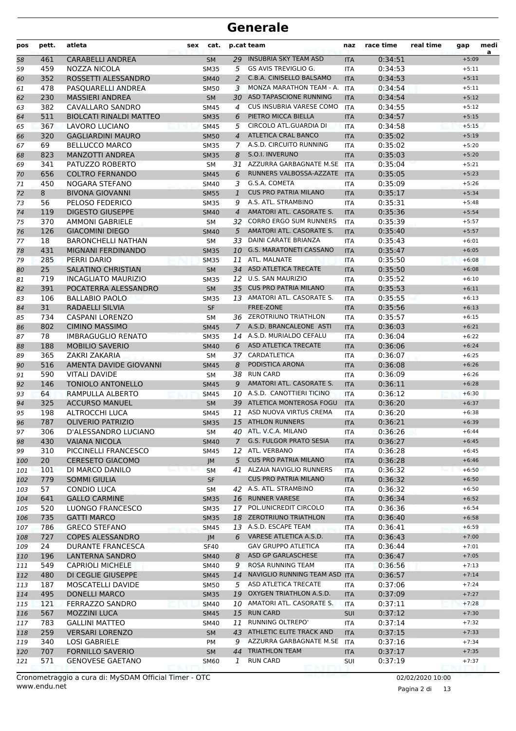# Generale

| pos | pett. | atleta | sex | cat. | p.cat | team | naz | race time | real time | gap | media |
|---|---|---|---|---|---|---|---|---|---|---|---|
| 58 | 461 | CARABELLI ANDREA | | SM | 29 | INSUBRIA SKY TEAM ASD | ITA | 0:34:51 | | +5:09 | |
| 59 | 459 | NOZZA NICOLA | | SM35 | 5 | GS AVIS TREVIGLIO G. | ITA | 0:34:53 | | +5:11 | |
| 60 | 352 | ROSSETTI ALESSANDRO | | SM40 | 2 | C.B.A. CINISELLO BALSAMO | ITA | 0:34:53 | | +5:11 | |
| 61 | 478 | PASQUARELLI ANDREA | | SM50 | 3 | MONZA MARATHON TEAM - A. | ITA | 0:34:54 | | +5:11 | |
| 62 | 230 | MASSIERI ANDREA | | SM | 30 | ASD TAPASCIONE RUNNING | ITA | 0:34:54 | | +5:12 | |
| 63 | 382 | CAVALLARO SANDRO | | SM45 | 4 | CUS INSUBRIA VARESE COMO | ITA | 0:34:55 | | +5:12 | |
| 64 | 511 | BIOLCATI RINALDI MATTEO | | SM35 | 6 | PIETRO MICCA BIELLA | ITA | 0:34:57 | | +5:15 | |
| 65 | 367 | LAVORO LUCIANO | | SM45 | 5 | CIRCOLO ATL.GUARDIA DI | ITA | 0:34:58 | | +5:15 | |
| 66 | 320 | GAGLIARDINI MAURO | | SM50 | 4 | ATLETICA CRAL BANCO | ITA | 0:35:02 | | +5:19 | |
| 67 | 69 | BELLUCCO MARCO | | SM35 | 7 | A.S.D. CIRCUITO RUNNING | ITA | 0:35:02 | | +5:20 | |
| 68 | 823 | MANZOTTI ANDREA | | SM35 | 8 | S.O.I. INVERUNO | ITA | 0:35:03 | | +5:20 | |
| 69 | 341 | PATUZZO ROBERTO | | SM | 31 | AZZURRA GARBAGNATE M.SE | ITA | 0:35:04 | | +5:21 | |
| 70 | 656 | COLTRO FERNANDO | | SM45 | 6 | RUNNERS VALBOSSA-AZZATE | ITA | 0:35:05 | | +5:23 | |
| 71 | 450 | NOGARA STEFANO | | SM40 | 3 | G.S.A. COMETA | ITA | 0:35:09 | | +5:26 | |
| 72 | 8 | BIVONA GIOVANNI | | SM55 | 1 | CUS PRO PATRIA MILANO | ITA | 0:35:17 | | +5:34 | |
| 73 | 56 | PELOSO FEDERICO | | SM35 | 9 | A.S. ATL. STRAMBINO | ITA | 0:35:31 | | +5:48 | |
| 74 | 119 | DIGESTO GIUSEPPE | | SM40 | 4 | AMATORI ATL. CASORATE S. | ITA | 0:35:36 | | +5:54 | |
| 75 | 370 | AMMONI GABRIELE | | SM | 32 | CORRO ERGO SUM RUNNERS | ITA | 0:35:39 | | +5:57 | |
| 76 | 126 | GIACOMINI DIEGO | | SM40 | 5 | AMATORI ATL. CASORATE S. | ITA | 0:35:40 | | +5:57 | |
| 77 | 18 | BARONCHELLI NATHAN | | SM | 33 | DAINI CARATE BRIANZA | ITA | 0:35:43 | | +6:01 | |
| 78 | 431 | MIGNANI FERDINANDO | | SM35 | 10 | G.S. MARATONETI CASSANO | ITA | 0:35:47 | | +6:05 | |
| 79 | 285 | PERRI DARIO | | SM35 | 11 | ATL. MALNATE | ITA | 0:35:50 | | +6:08 | |
| 80 | 25 | SALATINO CHRISTIAN | | SM | 34 | ASD ATLETICA TRECATE | ITA | 0:35:50 | | +6:08 | |
| 81 | 719 | INCAGLIATO MAURIZIO | | SM35 | 12 | U.S. SAN MAURIZIO | ITA | 0:35:52 | | +6:10 | |
| 82 | 391 | POCATERRA ALESSANDRO | | SM | 35 | CUS PRO PATRIA MILANO | ITA | 0:35:53 | | +6:11 | |
| 83 | 106 | BALLABIO PAOLO | | SM35 | 13 | AMATORI ATL. CASORATE S. | ITA | 0:35:55 | | +6:13 | |
| 84 | 31 | RADAELLI SILVIA | | SF | | FREE-ZONE | ITA | 0:35:56 | | +6:13 | |
| 85 | 734 | CASPANI LORENZO | | SM | 36 | ZEROTRIUNO TRIATHLON | ITA | 0:35:57 | | +6:15 | |
| 86 | 802 | CIMINO MASSIMO | | SM45 | 7 | A.S.D. BRANCALEONE ASTI | ITA | 0:36:03 | | +6:21 | |
| 87 | 78 | IMBRAGUGLIO RENATO | | SM35 | 14 | A.S.D. MURIALDO CEFALU | ITA | 0:36:04 | | +6:22 | |
| 88 | 188 | MOBILIO SAVERIO | | SM40 | 6 | ASD ATLETICA TRECATE | ITA | 0:36:06 | | +6:24 | |
| 89 | 365 | ZAKRI ZAKARIA | | SM | 37 | CARDATLETICA | ITA | 0:36:07 | | +6:25 | |
| 90 | 516 | AMENTA DAVIDE GIOVANNI | | SM45 | 8 | PODISTICA ARONA | ITA | 0:36:08 | | +6:26 | |
| 91 | 590 | VITALI DAVIDE | | SM | 38 | RUN CARD | ITA | 0:36:09 | | +6:26 | |
| 92 | 146 | TONIOLO ANTONELLO | | SM45 | 9 | AMATORI ATL. CASORATE S. | ITA | 0:36:11 | | +6:28 | |
| 93 | 64 | RAMPULLA ALBERTO | | SM45 | 10 | A.S.D. CANOTTIERI TICINO | ITA | 0:36:12 | | +6:30 | |
| 94 | 325 | ACCURSO MANUEL | | SM | 39 | ATLETICA MONTEROSA FOGU | ITA | 0:36:20 | | +6:37 | |
| 95 | 198 | ALTROCCHI LUCA | | SM45 | 11 | ASD NUOVA VIRTUS CREMA | ITA | 0:36:20 | | +6:38 | |
| 96 | 787 | OLIVERIO PATRIZIO | | SM35 | 15 | ATHLON RUNNERS | ITA | 0:36:21 | | +6:39 | |
| 97 | 306 | D'ALESSANDRO LUCIANO | | SM | 40 | ATL. V.C.A. MILANO | ITA | 0:36:26 | | +6:44 | |
| 98 | 430 | VAIANA NICOLA | | SM40 | 7 | G.S. FULGOR PRATO SESIA | ITA | 0:36:27 | | +6:45 | |
| 99 | 310 | PICCINELLI FRANCESCO | | SM45 | 12 | ATL. VERBANO | ITA | 0:36:28 | | +6:45 | |
| 100 | 20 | CERESETO GIACOMO | | JM | 5 | CUS PRO PATRIA MILANO | ITA | 0:36:28 | | +6:46 | |
| 101 | 101 | DI MARCO DANILO | | SM | 41 | ALZAIA NAVIGLIO RUNNERS | ITA | 0:36:32 | | +6:50 | |
| 102 | 779 | SOMMI GIULIA | | SF | | CUS PRO PATRIA MILANO | ITA | 0:36:32 | | +6:50 | |
| 103 | 57 | CONDIO LUCA | | SM | 42 | A.S. ATL. STRAMBINO | ITA | 0:36:32 | | +6:50 | |
| 104 | 641 | GALLO CARMINE | | SM35 | 16 | RUNNER VARESE | ITA | 0:36:34 | | +6:52 | |
| 105 | 520 | LUONGO FRANCESCO | | SM35 | 17 | POL.UNICREDIT CIRCOLO | ITA | 0:36:36 | | +6:54 | |
| 106 | 735 | GATTI MARCO | | SM35 | 18 | ZEROTRIUNO TRIATHLON | ITA | 0:36:40 | | +6:58 | |
| 107 | 786 | GRECO STEFANO | | SM45 | 13 | A.S.D. ESCAPE TEAM | ITA | 0:36:41 | | +6:59 | |
| 108 | 727 | COPES ALESSANDRO | | JM | 6 | VARESE ATLETICA A.S.D. | ITA | 0:36:43 | | +7:00 | |
| 109 | 24 | DURANTE FRANCESCA | | SF40 | | GAV GRUPPO ATLETICA | ITA | 0:36:44 | | +7:01 | |
| 110 | 196 | LANTERNA SANDRO | | SM40 | 8 | ASD GP GARLASCHESE | ITA | 0:36:47 | | +7:05 | |
| 111 | 549 | CAPRIOLI MICHELE | | SM40 | 9 | ROSA RUNNING TEAM | ITA | 0:36:56 | | +7:13 | |
| 112 | 480 | DI CEGLIE GIUSEPPE | | SM45 | 14 | NAVIGLIO RUNNING TEAM ASD | ITA | 0:36:57 | | +7:14 | |
| 113 | 187 | MOSCATELLI DAVIDE | | SM50 | 5 | ASD ATLETICA TRECATE | ITA | 0:37:06 | | +7:24 | |
| 114 | 495 | DONELLI MARCO | | SM35 | 19 | OXYGEN TRIATHLON A.S.D. | ITA | 0:37:09 | | +7:27 | |
| 115 | 121 | FERRAZZO SANDRO | | SM40 | 10 | AMATORI ATL. CASORATE S. | ITA | 0:37:11 | | +7:28 | |
| 116 | 567 | MOZZINI LUCA | | SM45 | 15 | RUN CARD | SUI | 0:37:12 | | +7:30 | |
| 117 | 783 | GALLINI MATTEO | | SM40 | 11 | RUNNING OLTREPO' | ITA | 0:37:14 | | +7:32 | |
| 118 | 259 | VERSARI LORENZO | | SM | 43 | ATHLETIC ELITE TRACK AND | ITA | 0:37:15 | | +7:33 | |
| 119 | 340 | LOSI GABRIELE | | PM | 9 | AZZURRA GARBAGNATE M.SE | ITA | 0:37:16 | | +7:34 | |
| 120 | 707 | FORNILLO SAVERIO | | SM | 44 | TRIATHLON TEAM | ITA | 0:37:17 | | +7:35 | |
| 121 | 571 | GENOVESE GAETANO | | SM60 | 1 | RUN CARD | SUI | 0:37:19 | | +7:37 | |

Cronometraggio a cura di: MySDAM Official Timer - OTC
www.endu.net

02/02/2020 10:00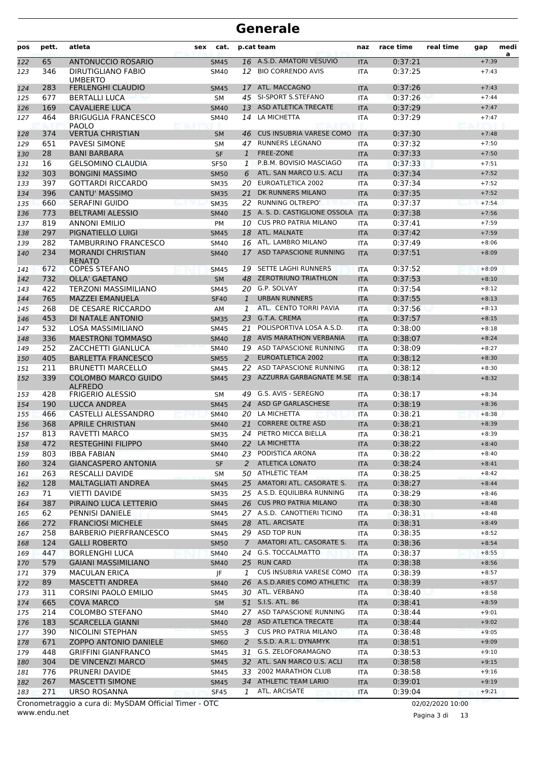# Generale

| pos | pett. | atleta | sex | cat. | p.cat | team | naz | race time | real time | gap | media |
|---|---|---|---|---|---|---|---|---|---|---|---|
| 122 | 65 | ANTONUCCIO ROSARIO | | SM45 | 16 | A.S.D. AMATORI VESUVIO | ITA | 0:37:21 | | +7:39 | |
| 123 | 346 | DIRUTIGLIANO FABIO UMBERTO | | SM40 | 12 | BIO CORRENDO AVIS | ITA | 0:37:25 | | +7:43 | |
| 124 | 283 | FERLENGHI CLAUDIO | | SM45 | 17 | ATL. MACCAGNO | ITA | 0:37:26 | | +7:43 | |
| 125 | 677 | BERTALLI LUCA | | SM | 45 | SI-SPORT S.STEFANO | ITA | 0:37:26 | | +7:44 | |
| 126 | 169 | CAVALIERE LUCA | | SM40 | 13 | ASD ATLETICA TRECATE | ITA | 0:37:29 | | +7:47 | |
| 127 | 464 | BRIGUGLIA FRANCESCO PAOLO | | SM40 | 14 | LA MICHETTA | ITA | 0:37:29 | | +7:47 | |
| 128 | 374 | VERTUA CHRISTIAN | | SM | 46 | CUS INSUBRIA VARESE COMO | ITA | 0:37:30 | | +7:48 | |
| 129 | 651 | PAVESI SIMONE | | SM | 47 | RUNNERS LEGNANO | ITA | 0:37:32 | | +7:50 | |
| 130 | 28 | BANI BARBARA | | SF | 1 | FREE-ZONE | ITA | 0:37:33 | | +7:50 | |
| 131 | 16 | GELSOMINO CLAUDIA | | SF50 | 1 | P.B.M. BOVISIO MASCIAGO | ITA | 0:37:33 | | +7:51 | |
| 132 | 303 | BONGINI MASSIMO | | SM50 | 6 | ATL. SAN MARCO U.S. ACLI | ITA | 0:37:34 | | +7:52 | |
| 133 | 397 | GOTTARDI RICCARDO | | SM35 | 20 | EUROATLETICA 2002 | ITA | 0:37:34 | | +7:52 | |
| 134 | 396 | CANTU' MASSIMO | | SM35 | 21 | DK RUNNERS MILANO | ITA | 0:37:35 | | +7:52 | |
| 135 | 660 | SERAFINI GUIDO | | SM35 | 22 | RUNNING OLTREPO' | ITA | 0:37:37 | | +7:54 | |
| 136 | 773 | BELTRAMI ALESSIO | | SM40 | 15 | A. S. D. CASTIGLIONE OSSOLA | ITA | 0:37:38 | | +7:56 | |
| 137 | 819 | ANNONI EMILIO | | PM | 10 | CUS PRO PATRIA MILANO | ITA | 0:37:41 | | +7:59 | |
| 138 | 297 | PIGNATIELLO LUIGI | | SM45 | 18 | ATL. MALNATE | ITA | 0:37:42 | | +7:59 | |
| 139 | 282 | TAMBURRINO FRANCESCO | | SM40 | 16 | ATL. LAMBRO MILANO | ITA | 0:37:49 | | +8:06 | |
| 140 | 234 | MORANDI CHRISTIAN RENATO | | SM40 | 17 | ASD TAPASCIONE RUNNING | ITA | 0:37:51 | | +8:09 | |
| 141 | 672 | COPES STEFANO | | SM45 | 19 | SETTE LAGHI RUNNERS | ITA | 0:37:52 | | +8:09 | |
| 142 | 732 | OLLA' GAETANO | | SM | 48 | ZEROTRIUNO TRIATHLON | ITA | 0:37:53 | | +8:10 | |
| 143 | 422 | TERZONI MASSIMILIANO | | SM45 | 20 | G.P. SOLVAY | ITA | 0:37:54 | | +8:12 | |
| 144 | 765 | MAZZEI EMANUELA | | SF40 | 1 | URBAN RUNNERS | ITA | 0:37:55 | | +8:13 | |
| 145 | 268 | DE CESARE RICCARDO | | AM | 1 | ATL. CENTO TORRI PAVIA | ITA | 0:37:56 | | +8:13 | |
| 146 | 453 | DI NATALE ANTONIO | | SM35 | 23 | G.T.A. CREMA | ITA | 0:37:57 | | +8:15 | |
| 147 | 532 | LOSA MASSIMILIANO | | SM45 | 21 | POLISPORTIVA LOSA A.S.D. | ITA | 0:38:00 | | +8:18 | |
| 148 | 336 | MAESTRONI TOMMASO | | SM40 | 18 | AVIS MARATHON VERBANIA | ITA | 0:38:07 | | +8:24 | |
| 149 | 252 | ZACCHETTI GIANLUCA | | SM40 | 19 | ASD TAPASCIONE RUNNING | ITA | 0:38:09 | | +8:27 | |
| 150 | 405 | BARLETTA FRANCESCO | | SM55 | 2 | EUROATLETICA 2002 | ITA | 0:38:12 | | +8:30 | |
| 151 | 211 | BRUNETTI MARCELLO | | SM45 | 22 | ASD TAPASCIONE RUNNING | ITA | 0:38:12 | | +8:30 | |
| 152 | 339 | COLOMBO MARCO GUIDO ALFREDO | | SM45 | 23 | AZZURRA GARBAGNATE M.SE | ITA | 0:38:14 | | +8:32 | |
| 153 | 428 | FRIGERIO ALESSIO | | SM | 49 | G.S. AVIS - SEREGNO | ITA | 0:38:17 | | +8:34 | |
| 154 | 190 | LUCCA ANDREA | | SM45 | 24 | ASD GP GARLASCHESE | ITA | 0:38:19 | | +8:36 | |
| 155 | 466 | CASTELLI ALESSANDRO | | SM40 | 20 | LA MICHETTA | ITA | 0:38:21 | | +8:38 | |
| 156 | 368 | APRILE CHRISTIAN | | SM40 | 21 | CORRERE OLTRE ASD | ITA | 0:38:21 | | +8:39 | |
| 157 | 813 | RAVETTI MARCO | | SM35 | 24 | PIETRO MICCA BIELLA | ITA | 0:38:21 | | +8:39 | |
| 158 | 472 | RESTEGHINI FILIPPO | | SM40 | 22 | LA MICHETTA | ITA | 0:38:22 | | +8:40 | |
| 159 | 803 | IBBA FABIAN | | SM40 | 23 | PODISTICA ARONA | ITA | 0:38:22 | | +8:40 | |
| 160 | 324 | GIANCASPERO ANTONIA | | SF | 2 | ATLETICA LONATO | ITA | 0:38:24 | | +8:41 | |
| 161 | 263 | RESCALLI DAVIDE | | SM | 50 | ATHLETIC TEAM | ITA | 0:38:25 | | +8:42 | |
| 162 | 128 | MALTAGLIATI ANDREA | | SM45 | 25 | AMATORI ATL. CASORATE S. | ITA | 0:38:27 | | +8:44 | |
| 163 | 71 | VIETTI DAVIDE | | SM35 | 25 | A.S.D. EQUILIBRA RUNNING | ITA | 0:38:29 | | +8:46 | |
| 164 | 387 | PIRAINO LUCA LETTERIO | | SM45 | 26 | CUS PRO PATRIA MILANO | ITA | 0:38:30 | | +8:48 | |
| 165 | 62 | PENNISI DANIELE | | SM45 | 27 | A.S.D. CANOTTIERI TICINO | ITA | 0:38:31 | | +8:48 | |
| 166 | 272 | FRANCIOSI MICHELE | | SM45 | 28 | ATL. ARCISATE | ITA | 0:38:31 | | +8:49 | |
| 167 | 258 | BARBERIO PIERFRANCESCO | | SM45 | 29 | ASD TOP RUN | ITA | 0:38:35 | | +8:52 | |
| 168 | 124 | GALLI ROBERTO | | SM50 | 7 | AMATORI ATL. CASORATE S. | ITA | 0:38:36 | | +8:54 | |
| 169 | 447 | BORLENGHI LUCA | | SM40 | 24 | G.S. TOCCALMATTO | ITA | 0:38:37 | | +8:55 | |
| 170 | 579 | GAIANI MASSIMILIANO | | SM40 | 25 | RUN CARD | ITA | 0:38:38 | | +8:56 | |
| 171 | 379 | MACULAN ERICA | | JF | 1 | CUS INSUBRIA VARESE COMO | ITA | 0:38:39 | | +8:57 | |
| 172 | 89 | MASCETTI ANDREA | | SM40 | 26 | A.S.D.ARIES COMO ATHLETIC | ITA | 0:38:39 | | +8:57 | |
| 173 | 311 | CORSINI PAOLO EMILIO | | SM45 | 30 | ATL. VERBANO | ITA | 0:38:40 | | +8:58 | |
| 174 | 665 | COVA MARCO | | SM | 51 | S.I.S. ATL. 86 | ITA | 0:38:41 | | +8:59 | |
| 175 | 214 | COLOMBO STEFANO | | SM40 | 27 | ASD TAPASCIONE RUNNING | ITA | 0:38:44 | | +9:01 | |
| 176 | 183 | SCARCELLA GIANNI | | SM40 | 28 | ASD ATLETICA TRECATE | ITA | 0:38:44 | | +9:02 | |
| 177 | 390 | NICOLINI STEPHAN | | SM55 | 3 | CUS PRO PATRIA MILANO | ITA | 0:38:48 | | +9:05 | |
| 178 | 671 | ZOPPO ANTONIO DANIELE | | SM60 | 2 | S.S.D. A.R.L. DYNAMYK | ITA | 0:38:51 | | +9:09 | |
| 179 | 448 | GRIFFINI GIANFRANCO | | SM45 | 31 | G.S. ZELOFORAMAGNO | ITA | 0:38:53 | | +9:10 | |
| 180 | 304 | DE VINCENZI MARCO | | SM45 | 32 | ATL. SAN MARCO U.S. ACLI | ITA | 0:38:58 | | +9:15 | |
| 181 | 776 | PRUNERI DAVIDE | | SM45 | 33 | 2002 MARATHON CLUB | ITA | 0:38:58 | | +9:16 | |
| 182 | 267 | MASCETTI SIMONE | | SM45 | 34 | ATHLETIC TEAM LARIO | ITA | 0:39:01 | | +9:19 | |
| 183 | 271 | URSO ROSANNA | | SF45 | 1 | ATL. ARCISATE | ITA | 0:39:04 | | +9:21 | |

Cronometraggio a cura di: MySDAM Official Timer - OTC
www.endu.net

02/02/2020 10:00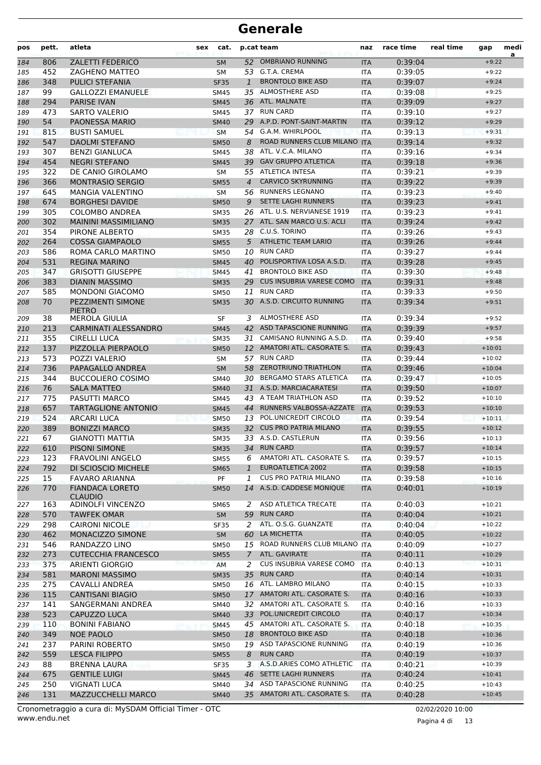# Generale

| pos | pett. | atleta | sex | cat. | p.cat | team | naz | race time | real time | gap | media |
|---|---|---|---|---|---|---|---|---|---|---|---|
| 184 | 806 | ZALETTI FEDERICO | | SM | 52 | OMBRIANO RUNNING | ITA | 0:39:04 | | +9:22 | |
| 185 | 452 | ZAGHENO MATTEO | | SM | 53 | G.T.A. CREMA | ITA | 0:39:05 | | +9:22 | |
| 186 | 348 | PULICI STEFANIA | | SF35 | 1 | BRONTOLO BIKE ASD | ITA | 0:39:07 | | +9:24 | |
| 187 | 99 | GALLOZZI EMANUELE | | SM45 | 35 | ALMOSTHERE ASD | ITA | 0:39:08 | | +9:25 | |
| 188 | 294 | PARISE IVAN | | SM45 | 36 | ATL. MALNATE | ITA | 0:39:09 | | +9:27 | |
| 189 | 473 | SARTO VALERIO | | SM45 | 37 | RUN CARD | ITA | 0:39:10 | | +9:27 | |
| 190 | 54 | PAONESSA MARIO | | SM40 | 29 | A.P.D. PONT-SAINT-MARTIN | ITA | 0:39:12 | | +9:29 | |
| 191 | 815 | BUSTI SAMUEL | | SM | 54 | G.A.M. WHIRLPOOL | ITA | 0:39:13 | | +9:31 | |
| 192 | 547 | DAOLMI STEFANO | | SM50 | 8 | ROAD RUNNERS CLUB MILANO | ITA | 0:39:14 | | +9:32 | |
| 193 | 307 | BENZI GIANLUCA | | SM45 | 38 | ATL. V.C.A. MILANO | ITA | 0:39:16 | | +9:34 | |
| 194 | 454 | NEGRI STEFANO | | SM45 | 39 | GAV GRUPPO ATLETICA | ITA | 0:39:18 | | +9:36 | |
| 195 | 322 | DE CANIO GIROLAMO | | SM | 55 | ATLETICA INTESA | ITA | 0:39:21 | | +9:39 | |
| 196 | 366 | MONTRASIO SERGIO | | SM55 | 4 | CARVICO SKYRUNNING | ITA | 0:39:22 | | +9:39 | |
| 197 | 645 | MANGIA VALENTINO | | SM | 56 | RUNNERS LEGNANO | ITA | 0:39:23 | | +9:40 | |
| 198 | 674 | BORGHESI DAVIDE | | SM50 | 9 | SETTE LAGHI RUNNERS | ITA | 0:39:23 | | +9:41 | |
| 199 | 305 | COLOMBO ANDREA | | SM35 | 26 | ATL. U.S. NERVIANESE 1919 | ITA | 0:39:23 | | +9:41 | |
| 200 | 302 | MAININI MASSIMILIANO | | SM35 | 27 | ATL. SAN MARCO U.S. ACLI | ITA | 0:39:24 | | +9:42 | |
| 201 | 354 | PIRONE ALBERTO | | SM35 | 28 | C.U.S. TORINO | ITA | 0:39:26 | | +9:43 | |
| 202 | 264 | COSSA GIAMPAOLO | | SM55 | 5 | ATHLETIC TEAM LARIO | ITA | 0:39:26 | | +9:44 | |
| 203 | 586 | ROMA CARLO MARTINO | | SM50 | 10 | RUN CARD | ITA | 0:39:27 | | +9:44 | |
| 204 | 531 | REGINA MARINO | | SM45 | 40 | POLISPORTIVA LOSA A.S.D. | ITA | 0:39:28 | | +9:45 | |
| 205 | 347 | GRISOTTI GIUSEPPE | | SM45 | 41 | BRONTOLO BIKE ASD | ITA | 0:39:30 | | +9:48 | |
| 206 | 383 | DIANIN MASSIMO | | SM35 | 29 | CUS INSUBRIA VARESE COMO | ITA | 0:39:31 | | +9:48 | |
| 207 | 585 | MONDONI GIACOMO | | SM50 | 11 | RUN CARD | ITA | 0:39:33 | | +9:50 | |
| 208 | 70 | PEZZIMENTI SIMONE PIETRO | | SM35 | 30 | A.S.D. CIRCUITO RUNNING | ITA | 0:39:34 | | +9:51 | |
| 209 | 38 | MEROLA GIULIA | | SF | 3 | ALMOSTHERE ASD | ITA | 0:39:34 | | +9:52 | |
| 210 | 213 | CARMINATI ALESSANDRO | | SM45 | 42 | ASD TAPASCIONE RUNNING | ITA | 0:39:39 | | +9:57 | |
| 211 | 355 | CIRELLI LUCA | | SM35 | 31 | CAMISANO RUNNING A.S.D. | ITA | 0:39:40 | | +9:58 | |
| 212 | 137 | PIZZOLLA PIERPAOLO | | SM50 | 12 | AMATORI ATL. CASORATE S. | ITA | 0:39:43 | | +10:01 | |
| 213 | 573 | POZZI VALERIO | | SM | 57 | RUN CARD | ITA | 0:39:44 | | +10:02 | |
| 214 | 736 | PAPAGALLO ANDREA | | SM | 58 | ZEROTRIUNO TRIATHLON | ITA | 0:39:46 | | +10:04 | |
| 215 | 344 | BUCCOLIERO COSIMO | | SM40 | 30 | BERGAMO STARS ATLETICA | ITA | 0:39:47 | | +10:05 | |
| 216 | 76 | SALA MATTEO | | SM40 | 31 | A.S.D. MARCIACARATESI | ITA | 0:39:50 | | +10:07 | |
| 217 | 775 | PASUTTI MARCO | | SM45 | 43 | A TEAM TRIATHLON ASD | ITA | 0:39:52 | | +10:10 | |
| 218 | 657 | TARTAGLIONE ANTONIO | | SM45 | 44 | RUNNERS VALBOSSA-AZZATE | ITA | 0:39:53 | | +10:10 | |
| 219 | 524 | ARCARI LUCA | | SM50 | 13 | POL.UNICREDIT CIRCOLO | ITA | 0:39:54 | | +10:11 | |
| 220 | 389 | BONIZZI MARCO | | SM35 | 32 | CUS PRO PATRIA MILANO | ITA | 0:39:55 | | +10:12 | |
| 221 | 67 | GIANOTTI MATTIA | | SM35 | 33 | A.S.D. CASTLERUN | ITA | 0:39:56 | | +10:13 | |
| 222 | 610 | PISONI SIMONE | | SM35 | 34 | RUN CARD | ITA | 0:39:57 | | +10:14 | |
| 223 | 123 | FRAVOLINI ANGELO | | SM55 | 6 | AMATORI ATL. CASORATE S. | ITA | 0:39:57 | | +10:15 | |
| 224 | 792 | DI SCIOSCIO MICHELE | | SM65 | 1 | EUROATLETICA 2002 | ITA | 0:39:58 | | +10:15 | |
| 225 | 15 | FAVARO ARIANNA | | PF | 1 | CUS PRO PATRIA MILANO | ITA | 0:39:58 | | +10:16 | |
| 226 | 770 | FIANDACA LORETO CLAUDIO | | SM50 | 14 | A.S.D. CADDESE MONIQUE | ITA | 0:40:01 | | +10:19 | |
| 227 | 163 | ADINOLFI VINCENZO | | SM65 | 2 | ASD ATLETICA TRECATE | ITA | 0:40:03 | | +10:21 | |
| 228 | 570 | TAWFEK OMAR | | SM | 59 | RUN CARD | ITA | 0:40:04 | | +10:21 | |
| 229 | 298 | CAIRONI NICOLE | | SF35 | 2 | ATL. O.S.G. GUANZATE | ITA | 0:40:04 | | +10:22 | |
| 230 | 462 | MONACIZZO SIMONE | | SM | 60 | LA MICHETTA | ITA | 0:40:05 | | +10:22 | |
| 231 | 546 | RANDAZZO LINO | | SM50 | 15 | ROAD RUNNERS CLUB MILANO | ITA | 0:40:09 | | +10:27 | |
| 232 | 273 | CUTECCHIA FRANCESCO | | SM55 | 7 | ATL. GAVIRATE | ITA | 0:40:11 | | +10:29 | |
| 233 | 375 | ARIENTI GIORGIO | | AM | 2 | CUS INSUBRIA VARESE COMO | ITA | 0:40:13 | | +10:31 | |
| 234 | 581 | MARONI MASSIMO | | SM35 | 35 | RUN CARD | ITA | 0:40:14 | | +10:31 | |
| 235 | 275 | CAVALLI ANDREA | | SM50 | 16 | ATL. LAMBRO MILANO | ITA | 0:40:15 | | +10:33 | |
| 236 | 115 | CANTISANI BIAGIO | | SM50 | 17 | AMATORI ATL. CASORATE S. | ITA | 0:40:16 | | +10:33 | |
| 237 | 141 | SANGERMANI ANDREA | | SM40 | 32 | AMATORI ATL. CASORATE S. | ITA | 0:40:16 | | +10:33 | |
| 238 | 523 | CAPUZZO LUCA | | SM40 | 33 | POL.UNICREDIT CIRCOLO | ITA | 0:40:17 | | +10:34 | |
| 239 | 110 | BONINI FABIANO | | SM45 | 45 | AMATORI ATL. CASORATE S. | ITA | 0:40:18 | | +10:35 | |
| 240 | 349 | NOE PAOLO | | SM50 | 18 | BRONTOLO BIKE ASD | ITA | 0:40:18 | | +10:36 | |
| 241 | 237 | PARINI ROBERTO | | SM50 | 19 | ASD TAPASCIONE RUNNING | ITA | 0:40:19 | | +10:36 | |
| 242 | 559 | LESCA FILIPPO | | SM55 | 8 | RUN CARD | ITA | 0:40:19 | | +10:37 | |
| 243 | 88 | BRENNA LAURA | | SF35 | 3 | A.S.D.ARIES COMO ATHLETIC | ITA | 0:40:21 | | +10:39 | |
| 244 | 675 | GENTILE LUIGI | | SM45 | 46 | SETTE LAGHI RUNNERS | ITA | 0:40:24 | | +10:41 | |
| 245 | 250 | VIGNATI LUCA | | SM40 | 34 | ASD TAPASCIONE RUNNING | ITA | 0:40:25 | | +10:43 | |
| 246 | 131 | MAZZUCCHELLI MARCO | | SM40 | 35 | AMATORI ATL. CASORATE S. | ITA | 0:40:28 | | +10:45 | |

Cronometraggio a cura di: MySDAM Official Timer - OTC
www.endu.net

02/02/2020 10:00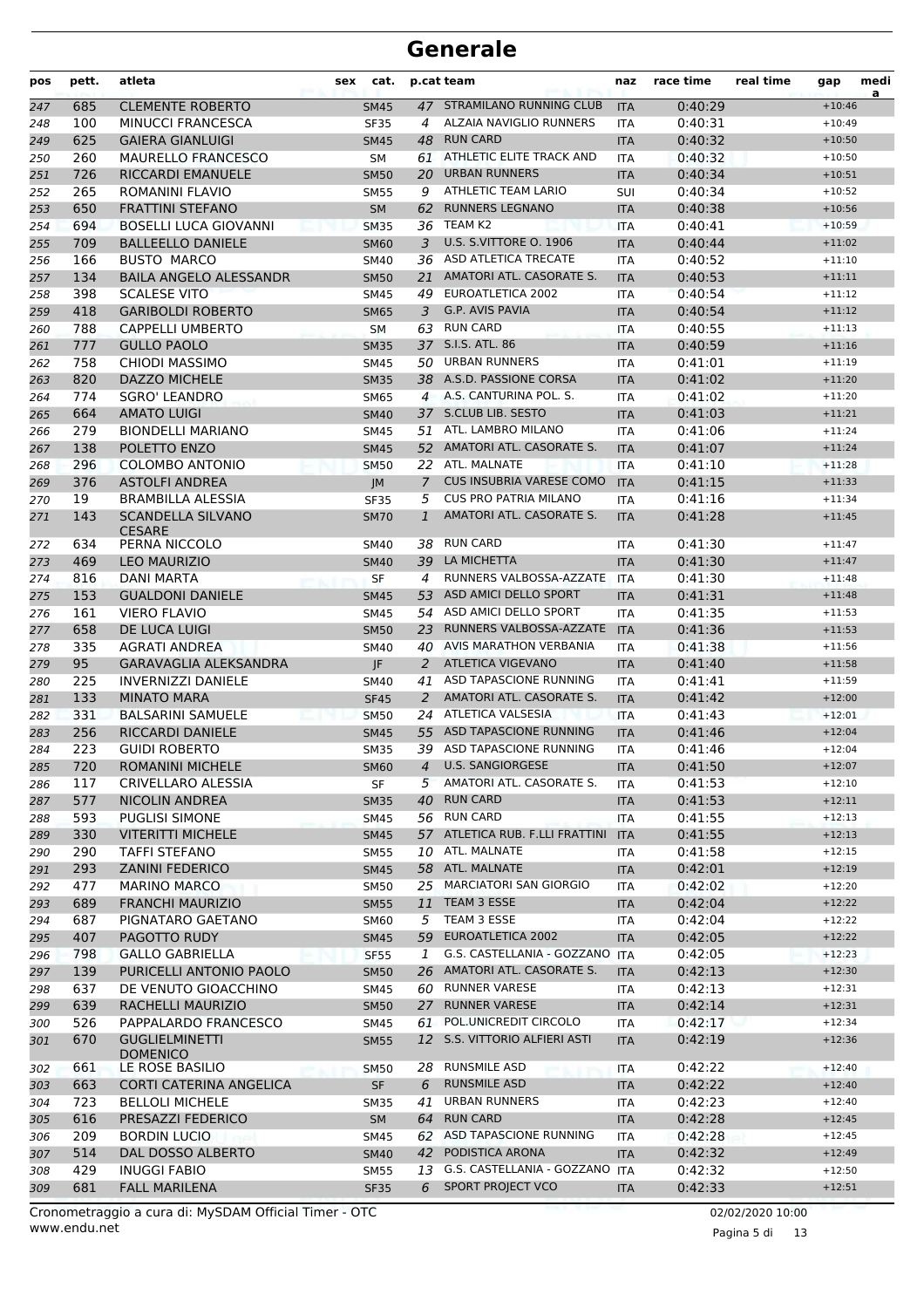# Generale

| pos | pett. | atleta | sex | cat. | p.cat | team | naz | race time | real time | gap | media |
|---|---|---|---|---|---|---|---|---|---|---|---|
| 247 | 685 | CLEMENTE ROBERTO | | SM45 | 47 | STRAMILANO RUNNING CLUB | ITA | 0:40:29 | | +10:46 | |
| 248 | 100 | MINUCCI FRANCESCA | | SF35 | 4 | ALZAIA NAVIGLIO RUNNERS | ITA | 0:40:31 | | +10:49 | |
| 249 | 625 | GAIERA GIANLUIGI | | SM45 | 48 | RUN CARD | ITA | 0:40:32 | | +10:50 | |
| 250 | 260 | MAURELLO FRANCESCO | | SM | 61 | ATHLETIC ELITE TRACK AND | ITA | 0:40:32 | | +10:50 | |
| 251 | 726 | RICCARDI EMANUELE | | SM50 | 20 | URBAN RUNNERS | ITA | 0:40:34 | | +10:51 | |
| 252 | 265 | ROMANINI FLAVIO | | SM55 | 9 | ATHLETIC TEAM LARIO | SUI | 0:40:34 | | +10:52 | |
| 253 | 650 | FRATTINI STEFANO | | SM | 62 | RUNNERS LEGNANO | ITA | 0:40:38 | | +10:56 | |
| 254 | 694 | BOSELLI LUCA GIOVANNI | | SM35 | 35 | TEAM K2 | ITA | 0:40:41 | | +10:59 | |
| 255 | 709 | BALLEELLO DANIELE | | SM60 | 3 | U.S. S.VITTORE O. 1906 | ITA | 0:40:44 | | +11:02 | |
| 256 | 166 | BUSTO MARCO | | SM40 | 36 | ASD ATLETICA TRECATE | ITA | 0:40:52 | | +11:10 | |
| 257 | 134 | BAILA ANGELO ALESSANDR | | SM50 | 21 | AMATORI ATL. CASORATE S. | ITA | 0:40:53 | | +11:11 | |
| 258 | 398 | SCALESE VITO | | SM45 | 49 | EUROATLETICA 2002 | ITA | 0:40:54 | | +11:12 | |
| 259 | 418 | GARIBOLDI ROBERTO | | SM65 | 3 | G.P. AVIS PAVIA | ITA | 0:40:54 | | +11:12 | |
| 260 | 788 | CAPPELLI UMBERTO | | SM | 63 | RUN CARD | ITA | 0:40:55 | | +11:13 | |
| 261 | 777 | GULLO PAOLO | | SM35 | 37 | S.I.S. ATL. 86 | ITA | 0:40:59 | | +11:16 | |
| 262 | 758 | CHIODI MASSIMO | | SM45 | 50 | URBAN RUNNERS | ITA | 0:41:01 | | +11:19 | |
| 263 | 820 | DAZZO MICHELE | | SM35 | 38 | A.S.D. PASSIONE CORSA | ITA | 0:41:02 | | +11:20 | |
| 264 | 774 | SGRO' LEANDRO | | SM65 | 4 | A.S. CANTURINA POL. S. | ITA | 0:41:02 | | +11:20 | |
| 265 | 664 | AMATO LUIGI | | SM40 | 37 | S.CLUB LIB. SESTO | ITA | 0:41:03 | | +11:21 | |
| 266 | 279 | BIONDELLI MARIANO | | SM45 | 51 | ATL. LAMBRO MILANO | ITA | 0:41:06 | | +11:24 | |
| 267 | 138 | POLETTO ENZO | | SM45 | 52 | AMATORI ATL. CASORATE S. | ITA | 0:41:07 | | +11:24 | |
| 268 | 296 | COLOMBO ANTONIO | | SM50 | 22 | ATL. MALNATE | ITA | 0:41:10 | | +11:28 | |
| 269 | 376 | ASTOLFI ANDREA | | JM | 7 | CUS INSUBRIA VARESE COMO | ITA | 0:41:15 | | +11:33 | |
| 270 | 19 | BRAMBILLA ALESSIA | | SF35 | 5 | CUS PRO PATRIA MILANO | ITA | 0:41:16 | | +11:34 | |
| 271 | 143 | SCANDELLA SILVANO CESARE | | SM70 | 1 | AMATORI ATL. CASORATE S. | ITA | 0:41:28 | | +11:45 | |
| 272 | 634 | PERNA NICCOLO | | SM40 | 38 | RUN CARD | ITA | 0:41:30 | | +11:47 | |
| 273 | 469 | LEO MAURIZIO | | SM40 | 39 | LA MICHETTA | ITA | 0:41:30 | | +11:47 | |
| 274 | 816 | DANI MARTA | | SF | 4 | RUNNERS VALBOSSA-AZZATE | ITA | 0:41:30 | | +11:48 | |
| 275 | 153 | GUALDONI DANIELE | | SM45 | 53 | ASD AMICI DELLO SPORT | ITA | 0:41:31 | | +11:48 | |
| 276 | 161 | VIERO FLAVIO | | SM45 | 54 | ASD AMICI DELLO SPORT | ITA | 0:41:35 | | +11:53 | |
| 277 | 658 | DE LUCA LUIGI | | SM50 | 23 | RUNNERS VALBOSSA-AZZATE | ITA | 0:41:36 | | +11:53 | |
| 278 | 335 | AGRATI ANDREA | | SM40 | 40 | AVIS MARATHON VERBANIA | ITA | 0:41:38 | | +11:56 | |
| 279 | 95 | GARAVAGLIA ALEKSANDRA | | JF | 2 | ATLETICA VIGEVANO | ITA | 0:41:40 | | +11:58 | |
| 280 | 225 | INVERNIZZI DANIELE | | SM40 | 41 | ASD TAPASCIONE RUNNING | ITA | 0:41:41 | | +11:59 | |
| 281 | 133 | MINATO MARA | | SF45 | 2 | AMATORI ATL. CASORATE S. | ITA | 0:41:42 | | +12:00 | |
| 282 | 331 | BALSARINI SAMUELE | | SM50 | 24 | ATLETICA VALSESIA | ITA | 0:41:43 | | +12:01 | |
| 283 | 256 | RICCARDI DANIELE | | SM45 | 55 | ASD TAPASCIONE RUNNING | ITA | 0:41:46 | | +12:04 | |
| 284 | 223 | GUIDI ROBERTO | | SM35 | 39 | ASD TAPASCIONE RUNNING | ITA | 0:41:46 | | +12:04 | |
| 285 | 720 | ROMANINI MICHELE | | SM60 | 4 | U.S. SANGIORGESE | ITA | 0:41:50 | | +12:07 | |
| 286 | 117 | CRIVELLARO ALESSIA | | SF | 5 | AMATORI ATL. CASORATE S. | ITA | 0:41:53 | | +12:10 | |
| 287 | 577 | NICOLIN ANDREA | | SM35 | 40 | RUN CARD | ITA | 0:41:53 | | +12:11 | |
| 288 | 593 | PUGLISI SIMONE | | SM45 | 56 | RUN CARD | ITA | 0:41:55 | | +12:13 | |
| 289 | 330 | VITERITTI MICHELE | | SM45 | 57 | ATLETICA RUB. F.LLI FRATTINI | ITA | 0:41:55 | | +12:13 | |
| 290 | 290 | TAFFI STEFANO | | SM55 | 10 | ATL. MALNATE | ITA | 0:41:58 | | +12:15 | |
| 291 | 293 | ZANINI FEDERICO | | SM45 | 58 | ATL. MALNATE | ITA | 0:42:01 | | +12:19 | |
| 292 | 477 | MARINO MARCO | | SM50 | 25 | MARCIATORI SAN GIORGIO | ITA | 0:42:02 | | +12:20 | |
| 293 | 689 | FRANCHI MAURIZIO | | SM55 | 11 | TEAM 3 ESSE | ITA | 0:42:04 | | +12:22 | |
| 294 | 687 | PIGNATARO GAETANO | | SM60 | 5 | TEAM 3 ESSE | ITA | 0:42:04 | | +12:22 | |
| 295 | 407 | PAGOTTO RUDY | | SM45 | 59 | EUROATLETICA 2002 | ITA | 0:42:05 | | +12:22 | |
| 296 | 798 | GALLO GABRIELLA | | SF55 | 1 | G.S. CASTELLANIA - GOZZANO | ITA | 0:42:05 | | +12:23 | |
| 297 | 139 | PURICELLI ANTONIO PAOLO | | SM50 | 26 | AMATORI ATL. CASORATE S. | ITA | 0:42:13 | | +12:30 | |
| 298 | 637 | DE VENUTO GIOACCHINO | | SM45 | 60 | RUNNER VARESE | ITA | 0:42:13 | | +12:31 | |
| 299 | 639 | RACHELLI MAURIZIO | | SM50 | 27 | RUNNER VARESE | ITA | 0:42:14 | | +12:31 | |
| 300 | 526 | PAPPALARDO FRANCESCO | | SM45 | 61 | POL.UNICREDIT CIRCOLO | ITA | 0:42:17 | | +12:34 | |
| 301 | 670 | GUGLIELMINETTI DOMENICO | | SM55 | 12 | S.S. VITTORIO ALFIERI ASTI | ITA | 0:42:19 | | +12:36 | |
| 302 | 661 | LE ROSE BASILIO | | SM50 | 28 | RUNSMILE ASD | ITA | 0:42:22 | | +12:40 | |
| 303 | 663 | CORTI CATERINA ANGELICA | | SF | 6 | RUNSMILE ASD | ITA | 0:42:22 | | +12:40 | |
| 304 | 723 | BELLOLI MICHELE | | SM35 | 41 | URBAN RUNNERS | ITA | 0:42:23 | | +12:40 | |
| 305 | 616 | PRESAZZI FEDERICO | | SM | 64 | RUN CARD | ITA | 0:42:28 | | +12:45 | |
| 306 | 209 | BORDIN LUCIO | | SM45 | 62 | ASD TAPASCIONE RUNNING | ITA | 0:42:28 | | +12:45 | |
| 307 | 514 | DAL DOSSO ALBERTO | | SM40 | 42 | PODISTICA ARONA | ITA | 0:42:32 | | +12:49 | |
| 308 | 429 | INUGGI FABIO | | SM55 | 13 | G.S. CASTELLANIA - GOZZANO | ITA | 0:42:32 | | +12:50 | |
| 309 | 681 | FALL MARILENA | | SF35 | 6 | SPORT PROJECT VCO | ITA | 0:42:33 | | +12:51 | |

Cronometraggio a cura di: MySDAM Official Timer - OTC
www.endu.net

02/02/2020 10:00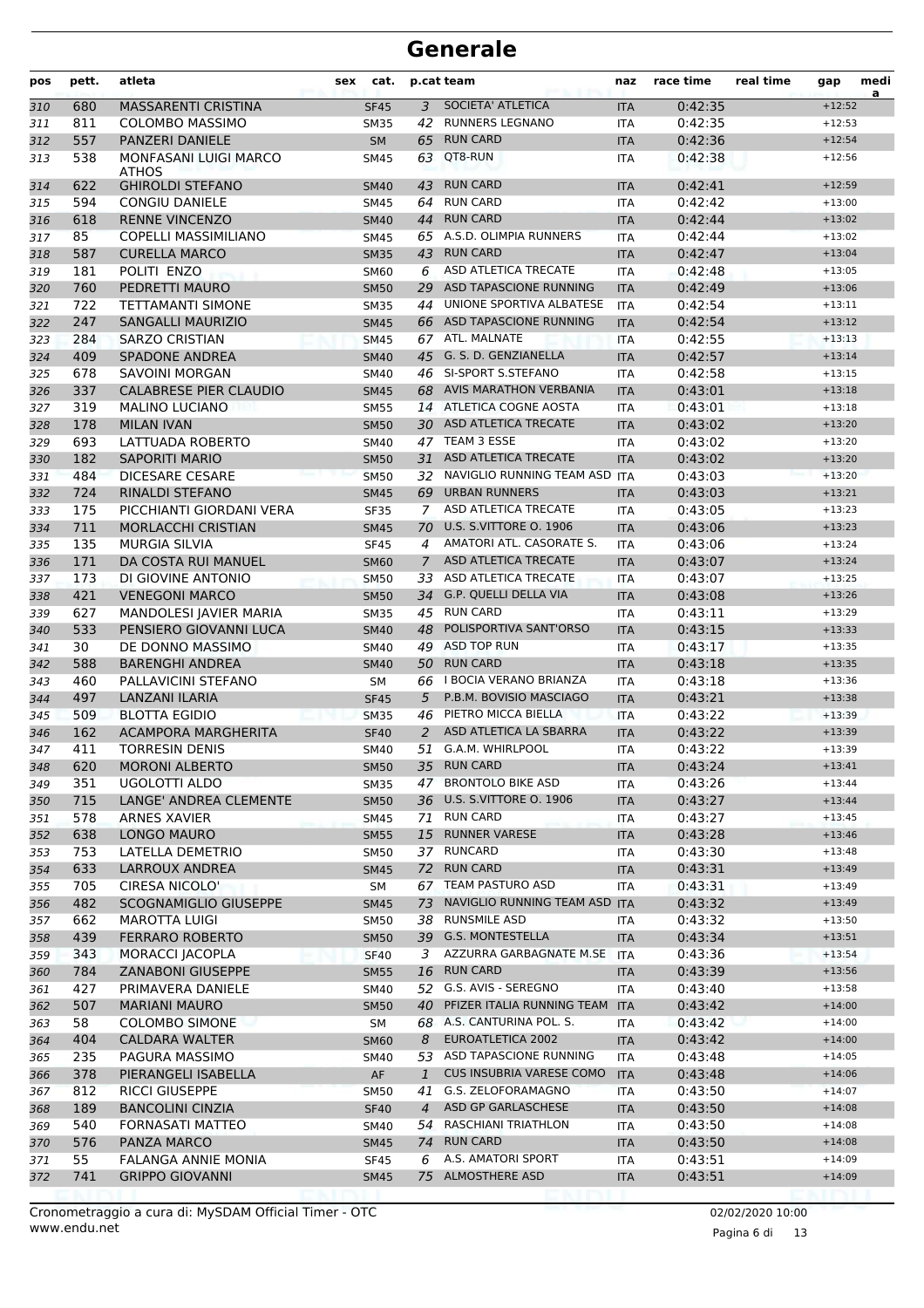# Generale

| pos | pett. | atleta | sex | cat. | p.cat | team | naz | race time | real time | gap | media |
|---|---|---|---|---|---|---|---|---|---|---|---|
| 310 | 680 | MASSARENTI CRISTINA | | SF45 | 3 | SOCIETA' ATLETICA | ITA | 0:42:35 | | +12:52 | |
| 311 | 811 | COLOMBO MASSIMO | | SM35 | 42 | RUNNERS LEGNANO | ITA | 0:42:35 | | +12:53 | |
| 312 | 557 | PANZERI DANIELE | | SM | 65 | RUN CARD | ITA | 0:42:36 | | +12:54 | |
| 313 | 538 | MONFASANI LUIGI MARCO ATHOS | | SM45 | 63 | QT8-RUN | ITA | 0:42:38 | | +12:56 | |
| 314 | 622 | GHIROLDI STEFANO | | SM40 | 43 | RUN CARD | ITA | 0:42:41 | | +12:59 | |
| 315 | 594 | CONGIU DANIELE | | SM45 | 64 | RUN CARD | ITA | 0:42:42 | | +13:00 | |
| 316 | 618 | RENNE VINCENZO | | SM40 | 44 | RUN CARD | ITA | 0:42:44 | | +13:02 | |
| 317 | 85 | COPELLI MASSIMILIANO | | SM45 | 65 | A.S.D. OLIMPIA RUNNERS | ITA | 0:42:44 | | +13:02 | |
| 318 | 587 | CURELLA MARCO | | SM35 | 43 | RUN CARD | ITA | 0:42:47 | | +13:04 | |
| 319 | 181 | POLITI ENZO | | SM60 | 6 | ASD ATLETICA TRECATE | ITA | 0:42:48 | | +13:05 | |
| 320 | 760 | PEDRETTI MAURO | | SM50 | 29 | ASD TAPASCIONE RUNNING | ITA | 0:42:49 | | +13:06 | |
| 321 | 722 | TETTAMANTI SIMONE | | SM35 | 44 | UNIONE SPORTIVA ALBATESE | ITA | 0:42:54 | | +13:11 | |
| 322 | 247 | SANGALLI MAURIZIO | | SM45 | 66 | ASD TAPASCIONE RUNNING | ITA | 0:42:54 | | +13:12 | |
| 323 | 284 | SARZO CRISTIAN | | SM45 | 67 | ATL. MALNATE | ITA | 0:42:55 | | +13:13 | |
| 324 | 409 | SPADONE ANDREA | | SM40 | 45 | G. S. D. GENZIANELLA | ITA | 0:42:57 | | +13:14 | |
| 325 | 678 | SAVOINI MORGAN | | SM40 | 46 | SI-SPORT S.STEFANO | ITA | 0:42:58 | | +13:15 | |
| 326 | 337 | CALABRESE PIER CLAUDIO | | SM45 | 68 | AVIS MARATHON VERBANIA | ITA | 0:43:01 | | +13:18 | |
| 327 | 319 | MALINO LUCIANO | | SM55 | 14 | ATLETICA COGNE AOSTA | ITA | 0:43:01 | | +13:18 | |
| 328 | 178 | MILAN IVAN | | SM50 | 30 | ASD ATLETICA TRECATE | ITA | 0:43:02 | | +13:20 | |
| 329 | 693 | LATTUADA ROBERTO | | SM40 | 47 | TEAM 3 ESSE | ITA | 0:43:02 | | +13:20 | |
| 330 | 182 | SAPORITI MARIO | | SM50 | 31 | ASD ATLETICA TRECATE | ITA | 0:43:02 | | +13:20 | |
| 331 | 484 | DICESARE CESARE | | SM50 | 32 | NAVIGLIO RUNNING TEAM ASD | ITA | 0:43:03 | | +13:20 | |
| 332 | 724 | RINALDI STEFANO | | SM45 | 69 | URBAN RUNNERS | ITA | 0:43:03 | | +13:21 | |
| 333 | 175 | PICCHIANTI GIORDANI VERA | | SF35 | 7 | ASD ATLETICA TRECATE | ITA | 0:43:05 | | +13:23 | |
| 334 | 711 | MORLACCHI CRISTIAN | | SM45 | 70 | U.S. S.VITTORE O. 1906 | ITA | 0:43:06 | | +13:23 | |
| 335 | 135 | MURGIA SILVIA | | SF45 | 4 | AMATORI ATL. CASORATE S. | ITA | 0:43:06 | | +13:24 | |
| 336 | 171 | DA COSTA RUI MANUEL | | SM60 | 7 | ASD ATLETICA TRECATE | ITA | 0:43:07 | | +13:24 | |
| 337 | 173 | DI GIOVINE ANTONIO | | SM50 | 33 | ASD ATLETICA TRECATE | ITA | 0:43:07 | | +13:25 | |
| 338 | 421 | VENEGONI MARCO | | SM50 | 34 | G.P. QUELLI DELLA VIA | ITA | 0:43:08 | | +13:26 | |
| 339 | 627 | MANDOLESI JAVIER MARIA | | SM35 | 45 | RUN CARD | ITA | 0:43:11 | | +13:29 | |
| 340 | 533 | PENSIERO GIOVANNI LUCA | | SM40 | 48 | POLISPORTIVA SANT'ORSO | ITA | 0:43:15 | | +13:33 | |
| 341 | 30 | DE DONNO MASSIMO | | SM40 | 49 | ASD TOP RUN | ITA | 0:43:17 | | +13:35 | |
| 342 | 588 | BARENGHI ANDREA | | SM40 | 50 | RUN CARD | ITA | 0:43:18 | | +13:35 | |
| 343 | 460 | PALLAVICINI STEFANO | | SM | 66 | I BOCIA VERANO BRIANZA | ITA | 0:43:18 | | +13:36 | |
| 344 | 497 | LANZANI ILARIA | | SF45 | 5 | P.B.M. BOVISIO MASCIAGO | ITA | 0:43:21 | | +13:38 | |
| 345 | 509 | BLOTTA EGIDIO | | SM35 | 46 | PIETRO MICCA BIELLA | ITA | 0:43:22 | | +13:39 | |
| 346 | 162 | ACAMPORA MARGHERITA | | SF40 | 2 | ASD ATLETICA LA SBARRA | ITA | 0:43:22 | | +13:39 | |
| 347 | 411 | TORRESIN DENIS | | SM40 | 51 | G.A.M. WHIRLPOOL | ITA | 0:43:22 | | +13:39 | |
| 348 | 620 | MORONI ALBERTO | | SM50 | 35 | RUN CARD | ITA | 0:43:24 | | +13:41 | |
| 349 | 351 | UGOLOTTI ALDO | | SM35 | 47 | BRONTOLO BIKE ASD | ITA | 0:43:26 | | +13:44 | |
| 350 | 715 | LANGE' ANDREA CLEMENTE | | SM50 | 36 | U.S. S.VITTORE O. 1906 | ITA | 0:43:27 | | +13:44 | |
| 351 | 578 | ARNES XAVIER | | SM45 | 71 | RUN CARD | ITA | 0:43:27 | | +13:45 | |
| 352 | 638 | LONGO MAURO | | SM55 | 15 | RUNNER VARESE | ITA | 0:43:28 | | +13:46 | |
| 353 | 753 | LATELLA DEMETRIO | | SM50 | 37 | RUNCARD | ITA | 0:43:30 | | +13:48 | |
| 354 | 633 | LARROUX ANDREA | | SM45 | 72 | RUN CARD | ITA | 0:43:31 | | +13:49 | |
| 355 | 705 | CIRESA NICOLO' | | SM | 67 | TEAM PASTURO ASD | ITA | 0:43:31 | | +13:49 | |
| 356 | 482 | SCOGNAMIGLIO GIUSEPPE | | SM45 | 73 | NAVIGLIO RUNNING TEAM ASD | ITA | 0:43:32 | | +13:49 | |
| 357 | 662 | MAROTTA LUIGI | | SM50 | 38 | RUNSMILE ASD | ITA | 0:43:32 | | +13:50 | |
| 358 | 439 | FERRARO ROBERTO | | SM50 | 39 | G.S. MONTESTELLA | ITA | 0:43:34 | | +13:51 | |
| 359 | 343 | MORACCI JACOPLA | | SF40 | 3 | AZZURRA GARBAGNATE M.SE | ITA | 0:43:36 | | +13:54 | |
| 360 | 784 | ZANABONI GIUSEPPE | | SM55 | 16 | RUN CARD | ITA | 0:43:39 | | +13:56 | |
| 361 | 427 | PRIMAVERA DANIELE | | SM40 | 52 | G.S. AVIS - SEREGNO | ITA | 0:43:40 | | +13:58 | |
| 362 | 507 | MARIANI MAURO | | SM50 | 40 | PFIZER ITALIA RUNNING TEAM | ITA | 0:43:42 | | +14:00 | |
| 363 | 58 | COLOMBO SIMONE | | SM | 68 | A.S. CANTURINA POL. S. | ITA | 0:43:42 | | +14:00 | |
| 364 | 404 | CALDARA WALTER | | SM60 | 8 | EUROATLETICA 2002 | ITA | 0:43:42 | | +14:00 | |
| 365 | 235 | PAGURA MASSIMO | | SM40 | 53 | ASD TAPASCIONE RUNNING | ITA | 0:43:48 | | +14:05 | |
| 366 | 378 | PIERANGELI ISABELLA | | AF | 1 | CUS INSUBRIA VARESE COMO | ITA | 0:43:48 | | +14:06 | |
| 367 | 812 | RICCI GIUSEPPE | | SM50 | 41 | G.S. ZELOFORAMAGNO | ITA | 0:43:50 | | +14:07 | |
| 368 | 189 | BANCOLINI CINZIA | | SF40 | 4 | ASD GP GARLASCHESE | ITA | 0:43:50 | | +14:08 | |
| 369 | 540 | FORNASATI MATTEO | | SM40 | 54 | RASCHIANI TRIATHLON | ITA | 0:43:50 | | +14:08 | |
| 370 | 576 | PANZA MARCO | | SM45 | 74 | RUN CARD | ITA | 0:43:50 | | +14:08 | |
| 371 | 55 | FALANGA ANNIE MONIA | | SF45 | 6 | A.S. AMATORI SPORT | ITA | 0:43:51 | | +14:09 | |
| 372 | 741 | GRIPPO GIOVANNI | | SM45 | 75 | ALMOSTHERE ASD | ITA | 0:43:51 | | +14:09 | |

Cronometraggio a cura di: MySDAM Official Timer - OTC
www.endu.net
02/02/2020 10:00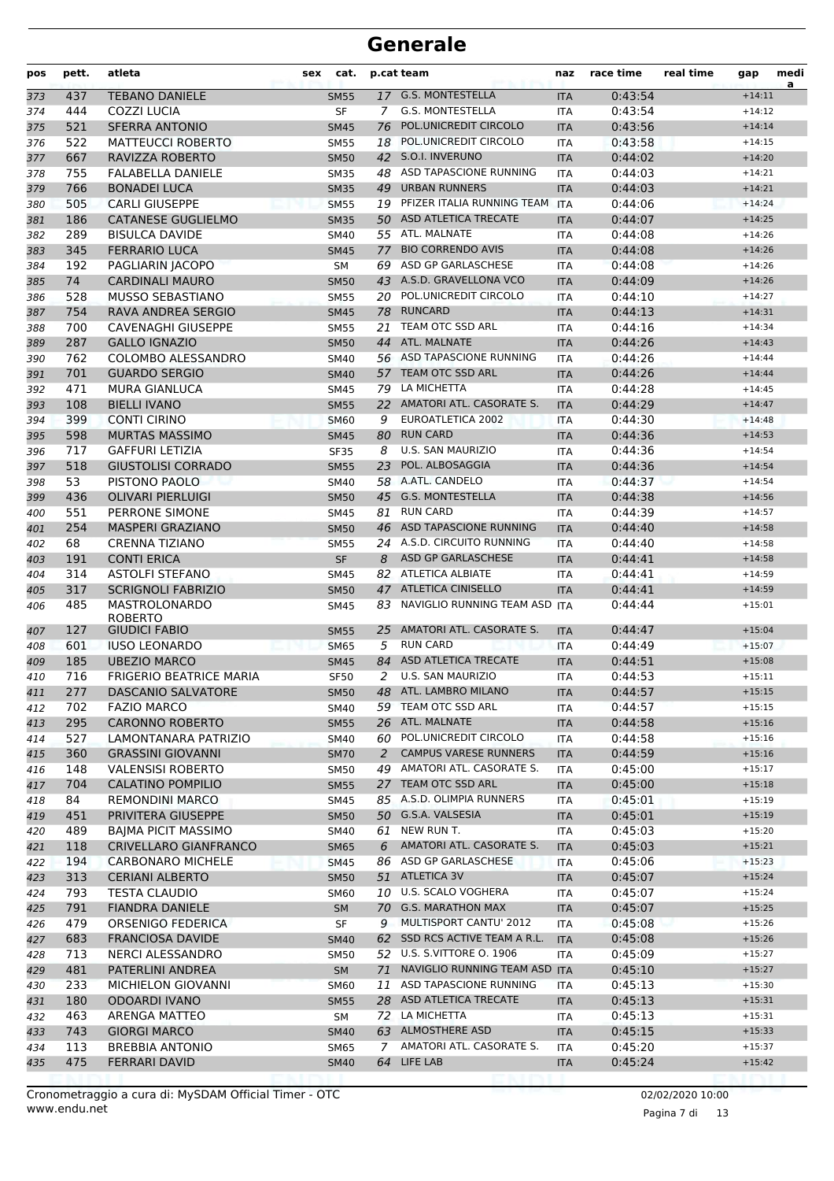# Generale

| pos | pett. | atleta | sex | cat. | p.cat | team | naz | race time | real time | gap | media |
|---|---|---|---|---|---|---|---|---|---|---|---|
| 373 | 437 | TEBANO DANIELE | | SM55 | 17 | G.S. MONTESTELLA | ITA | 0:43:54 | | +14:11 | |
| 374 | 444 | COZZI LUCIA | | SF | 7 | G.S. MONTESTELLA | ITA | 0:43:54 | | +14:12 | |
| 375 | 521 | SFERRA ANTONIO | | SM45 | 76 | POL.UNICREDIT CIRCOLO | ITA | 0:43:56 | | +14:14 | |
| 376 | 522 | MATTEUCCI ROBERTO | | SM55 | 18 | POL.UNICREDIT CIRCOLO | ITA | 0:43:58 | | +14:15 | |
| 377 | 667 | RAVIZZA ROBERTO | | SM50 | 42 | S.O.I. INVERUNO | ITA | 0:44:02 | | +14:20 | |
| 378 | 755 | FALABELLA DANIELE | | SM35 | 48 | ASD TAPASCIONE RUNNING | ITA | 0:44:03 | | +14:21 | |
| 379 | 766 | BONADEI LUCA | | SM35 | 49 | URBAN RUNNERS | ITA | 0:44:03 | | +14:21 | |
| 380 | 505 | CARLI GIUSEPPE | | SM55 | 19 | PFIZER ITALIA RUNNING TEAM | ITA | 0:44:06 | | +14:24 | |
| 381 | 186 | CATANESE GUGLIELMO | | SM35 | 50 | ASD ATLETICA TRECATE | ITA | 0:44:07 | | +14:25 | |
| 382 | 289 | BISULCA DAVIDE | | SM40 | 55 | ATL. MALNATE | ITA | 0:44:08 | | +14:26 | |
| 383 | 345 | FERRARIO LUCA | | SM45 | 77 | BIO CORRENDO AVIS | ITA | 0:44:08 | | +14:26 | |
| 384 | 192 | PAGLIARIN JACOPO | | SM | 69 | ASD GP GARLASCHESE | ITA | 0:44:08 | | +14:26 | |
| 385 | 74 | CARDINALI MAURO | | SM50 | 43 | A.S.D. GRAVELLONA VCO | ITA | 0:44:09 | | +14:26 | |
| 386 | 528 | MUSSO SEBASTIANO | | SM55 | 20 | POL.UNICREDIT CIRCOLO | ITA | 0:44:10 | | +14:27 | |
| 387 | 754 | RAVA ANDREA SERGIO | | SM45 | 78 | RUNCARD | ITA | 0:44:13 | | +14:31 | |
| 388 | 700 | CAVENAGHI GIUSEPPE | | SM55 | 21 | TEAM OTC SSD ARL | ITA | 0:44:16 | | +14:34 | |
| 389 | 287 | GALLO IGNAZIO | | SM50 | 44 | ATL. MALNATE | ITA | 0:44:26 | | +14:43 | |
| 390 | 762 | COLOMBO ALESSANDRO | | SM40 | 56 | ASD TAPASCIONE RUNNING | ITA | 0:44:26 | | +14:44 | |
| 391 | 701 | GUARDO SERGIO | | SM40 | 57 | TEAM OTC SSD ARL | ITA | 0:44:26 | | +14:44 | |
| 392 | 471 | MURA GIANLUCA | | SM45 | 79 | LA MICHETTA | ITA | 0:44:28 | | +14:45 | |
| 393 | 108 | BIELLI IVANO | | SM55 | 22 | AMATORI ATL. CASORATE S. | ITA | 0:44:29 | | +14:47 | |
| 394 | 399 | CONTI CIRINO | | SM60 | 9 | EUROATLETICA 2002 | ITA | 0:44:30 | | +14:48 | |
| 395 | 598 | MURTAS MASSIMO | | SM45 | 80 | RUN CARD | ITA | 0:44:36 | | +14:53 | |
| 396 | 717 | GAFFURI LETIZIA | | SF35 | 8 | U.S. SAN MAURIZIO | ITA | 0:44:36 | | +14:54 | |
| 397 | 518 | GIUSTOLISI CORRADO | | SM55 | 23 | POL. ALBOSAGGIA | ITA | 0:44:36 | | +14:54 | |
| 398 | 53 | PISTONO PAOLO | | SM40 | 58 | A.ATL. CANDELO | ITA | 0:44:37 | | +14:54 | |
| 399 | 436 | OLIVARI PIERLUIGI | | SM50 | 45 | G.S. MONTESTELLA | ITA | 0:44:38 | | +14:56 | |
| 400 | 551 | PERRONE SIMONE | | SM45 | 81 | RUN CARD | ITA | 0:44:39 | | +14:57 | |
| 401 | 254 | MASPERI GRAZIANO | | SM50 | 46 | ASD TAPASCIONE RUNNING | ITA | 0:44:40 | | +14:58 | |
| 402 | 68 | CRENNA TIZIANO | | SM55 | 24 | A.S.D. CIRCUITO RUNNING | ITA | 0:44:40 | | +14:58 | |
| 403 | 191 | CONTI ERICA | | SF | 8 | ASD GP GARLASCHESE | ITA | 0:44:41 | | +14:58 | |
| 404 | 314 | ASTOLFI STEFANO | | SM45 | 82 | ATLETICA ALBIATE | ITA | 0:44:41 | | +14:59 | |
| 405 | 317 | SCRIGNOLI FABRIZIO | | SM50 | 47 | ATLETICA CINISELLO | ITA | 0:44:41 | | +14:59 | |
| 406 | 485 | MASTROLONARDO ROBERTO | | SM45 | 83 | NAVIGLIO RUNNING TEAM ASD | ITA | 0:44:44 | | +15:01 | |
| 407 | 127 | GIUDICI FABIO | | SM55 | 25 | AMATORI ATL. CASORATE S. | ITA | 0:44:47 | | +15:04 | |
| 408 | 601 | IUSO LEONARDO | | SM65 | 5 | RUN CARD | ITA | 0:44:49 | | +15:07 | |
| 409 | 185 | UBEZIO MARCO | | SM45 | 84 | ASD ATLETICA TRECATE | ITA | 0:44:51 | | +15:08 | |
| 410 | 716 | FRIGERIO BEATRICE MARIA | | SF50 | 2 | U.S. SAN MAURIZIO | ITA | 0:44:53 | | +15:11 | |
| 411 | 277 | DASCANIO SALVATORE | | SM50 | 48 | ATL. LAMBRO MILANO | ITA | 0:44:57 | | +15:15 | |
| 412 | 702 | FAZIO MARCO | | SM40 | 59 | TEAM OTC SSD ARL | ITA | 0:44:57 | | +15:15 | |
| 413 | 295 | CARONNO ROBERTO | | SM55 | 26 | ATL. MALNATE | ITA | 0:44:58 | | +15:16 | |
| 414 | 527 | LAMONTANARA PATRIZIO | | SM40 | 60 | POL.UNICREDIT CIRCOLO | ITA | 0:44:58 | | +15:16 | |
| 415 | 360 | GRASSINI GIOVANNI | | SM70 | 2 | CAMPUS VARESE RUNNERS | ITA | 0:44:59 | | +15:16 | |
| 416 | 148 | VALENSISI ROBERTO | | SM50 | 49 | AMATORI ATL. CASORATE S. | ITA | 0:45:00 | | +15:17 | |
| 417 | 704 | CALATINO POMPILIO | | SM55 | 27 | TEAM OTC SSD ARL | ITA | 0:45:00 | | +15:18 | |
| 418 | 84 | REMONDINI MARCO | | SM45 | 85 | A.S.D. OLIMPIA RUNNERS | ITA | 0:45:01 | | +15:19 | |
| 419 | 451 | PRIVITERA GIUSEPPE | | SM50 | 50 | G.S.A. VALSESIA | ITA | 0:45:01 | | +15:19 | |
| 420 | 489 | BAJMA PICIT MASSIMO | | SM40 | 61 | NEW RUN T. | ITA | 0:45:03 | | +15:20 | |
| 421 | 118 | CRIVELLARO GIANFRANCO | | SM65 | 6 | AMATORI ATL. CASORATE S. | ITA | 0:45:03 | | +15:21 | |
| 422 | 194 | CARBONARO MICHELE | | SM45 | 86 | ASD GP GARLASCHESE | ITA | 0:45:06 | | +15:23 | |
| 423 | 313 | CERIANI ALBERTO | | SM50 | 51 | ATLETICA 3V | ITA | 0:45:07 | | +15:24 | |
| 424 | 793 | TESTA CLAUDIO | | SM60 | 10 | U.S. SCALO VOGHERA | ITA | 0:45:07 | | +15:24 | |
| 425 | 791 | FIANDRA DANIELE | | SM | 70 | G.S. MARATHON MAX | ITA | 0:45:07 | | +15:25 | |
| 426 | 479 | ORSENIGO FEDERICA | | SF | 9 | MULTISPORT CANTU' 2012 | ITA | 0:45:08 | | +15:26 | |
| 427 | 683 | FRANCIOSA DAVIDE | | SM40 | 62 | SSD RCS ACTIVE TEAM A R.L. | ITA | 0:45:08 | | +15:26 | |
| 428 | 713 | NERCI ALESSANDRO | | SM50 | 52 | U.S. S.VITTORE O. 1906 | ITA | 0:45:09 | | +15:27 | |
| 429 | 481 | PATERLINI ANDREA | | SM | 71 | NAVIGLIO RUNNING TEAM ASD | ITA | 0:45:10 | | +15:27 | |
| 430 | 233 | MICHIELON GIOVANNI | | SM60 | 11 | ASD TAPASCIONE RUNNING | ITA | 0:45:13 | | +15:30 | |
| 431 | 180 | ODOARDI IVANO | | SM55 | 28 | ASD ATLETICA TRECATE | ITA | 0:45:13 | | +15:31 | |
| 432 | 463 | ARENGA MATTEO | | SM | 72 | LA MICHETTA | ITA | 0:45:13 | | +15:31 | |
| 433 | 743 | GIORGI MARCO | | SM40 | 63 | ALMOSTHERE ASD | ITA | 0:45:15 | | +15:33 | |
| 434 | 113 | BREBBIA ANTONIO | | SM65 | 7 | AMATORI ATL. CASORATE S. | ITA | 0:45:20 | | +15:37 | |
| 435 | 475 | FERRARI DAVID | | SM40 | 64 | LIFE LAB | ITA | 0:45:24 | | +15:42 | |

Cronometraggio a cura di: MySDAM Official Timer - OTC
www.endu.net

02/02/2020 10:00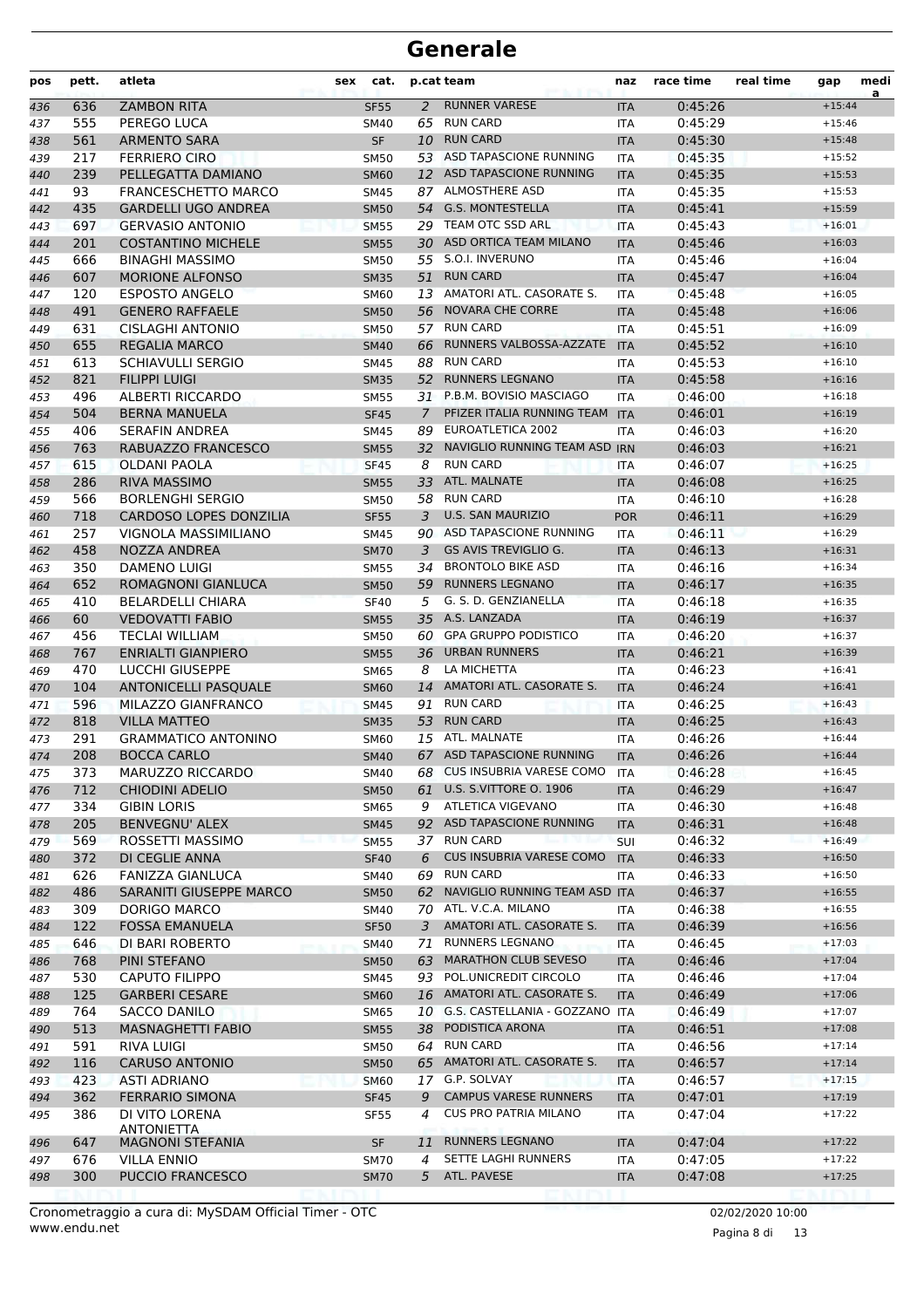# Generale

| pos | pett. | atleta | sex | cat. | p.cat | team | naz | race time | real time | gap | media |
|---|---|---|---|---|---|---|---|---|---|---|---|
| 436 | 636 | ZAMBON RITA | | SF55 | 2 | RUNNER VARESE | ITA | 0:45:26 | | +15:44 | |
| 437 | 555 | PEREGO LUCA | | SM40 | 65 | RUN CARD | ITA | 0:45:29 | | +15:46 | |
| 438 | 561 | ARMENTO SARA | | SF | 10 | RUN CARD | ITA | 0:45:30 | | +15:48 | |
| 439 | 217 | FERRIERO CIRO | | SM50 | 53 | ASD TAPASCIONE RUNNING | ITA | 0:45:35 | | +15:52 | |
| 440 | 239 | PELLEGATTA DAMIANO | | SM60 | 12 | ASD TAPASCIONE RUNNING | ITA | 0:45:35 | | +15:53 | |
| 441 | 93 | FRANCESCHETTO MARCO | | SM45 | 87 | ALMOSTHERE ASD | ITA | 0:45:35 | | +15:53 | |
| 442 | 435 | GARDELLI UGO ANDREA | | SM50 | 54 | G.S. MONTESTELLA | ITA | 0:45:41 | | +15:59 | |
| 443 | 697 | GERVASIO ANTONIO | | SM55 | 29 | TEAM OTC SSD ARL | ITA | 0:45:43 | | +16:01 | |
| 444 | 201 | COSTANTINO MICHELE | | SM55 | 30 | ASD ORTICA TEAM MILANO | ITA | 0:45:46 | | +16:03 | |
| 445 | 666 | BINAGHI MASSIMO | | SM50 | 55 | S.O.I. INVERUNO | ITA | 0:45:46 | | +16:04 | |
| 446 | 607 | MORIONE ALFONSO | | SM35 | 51 | RUN CARD | ITA | 0:45:47 | | +16:04 | |
| 447 | 120 | ESPOSTO ANGELO | | SM60 | 13 | AMATORI ATL. CASORATE S. | ITA | 0:45:48 | | +16:05 | |
| 448 | 491 | GENERO RAFFAELE | | SM50 | 56 | NOVARA CHE CORRE | ITA | 0:45:48 | | +16:06 | |
| 449 | 631 | CISLAGHI ANTONIO | | SM50 | 57 | RUN CARD | ITA | 0:45:51 | | +16:09 | |
| 450 | 655 | REGALIA MARCO | | SM40 | 66 | RUNNERS VALBOSSA-AZZATE | ITA | 0:45:52 | | +16:10 | |
| 451 | 613 | SCHIAVULLI SERGIO | | SM45 | 88 | RUN CARD | ITA | 0:45:53 | | +16:10 | |
| 452 | 821 | FILIPPI LUIGI | | SM35 | 52 | RUNNERS LEGNANO | ITA | 0:45:58 | | +16:16 | |
| 453 | 496 | ALBERTI RICCARDO | | SM55 | 31 | P.B.M. BOVISIO MASCIAGO | ITA | 0:46:00 | | +16:18 | |
| 454 | 504 | BERNA MANUELA | | SF45 | 7 | PFIZER ITALIA RUNNING TEAM | ITA | 0:46:01 | | +16:19 | |
| 455 | 406 | SERAFIN ANDREA | | SM45 | 89 | EUROATLETICA 2002 | ITA | 0:46:03 | | +16:20 | |
| 456 | 763 | RABUAZZO FRANCESCO | | SM55 | 32 | NAVIGLIO RUNNING TEAM ASD | IRN | 0:46:03 | | +16:21 | |
| 457 | 615 | OLDANI PAOLA | | SF45 | 8 | RUN CARD | ITA | 0:46:07 | | +16:25 | |
| 458 | 286 | RIVA MASSIMO | | SM55 | 33 | ATL. MALNATE | ITA | 0:46:08 | | +16:25 | |
| 459 | 566 | BORLENGHI SERGIO | | SM50 | 58 | RUN CARD | ITA | 0:46:10 | | +16:28 | |
| 460 | 718 | CARDOSO LOPES DONZILIA | | SF55 | 3 | U.S. SAN MAURIZIO | POR | 0:46:11 | | +16:29 | |
| 461 | 257 | VIGNOLA MASSIMILIANO | | SM45 | 90 | ASD TAPASCIONE RUNNING | ITA | 0:46:11 | | +16:29 | |
| 462 | 458 | NOZZA ANDREA | | SM70 | 3 | GS AVIS TREVIGLIO G. | ITA | 0:46:13 | | +16:31 | |
| 463 | 350 | DAMENO LUIGI | | SM55 | 34 | BRONTOLO BIKE ASD | ITA | 0:46:16 | | +16:34 | |
| 464 | 652 | ROMAGNONI GIANLUCA | | SM50 | 59 | RUNNERS LEGNANO | ITA | 0:46:17 | | +16:35 | |
| 465 | 410 | BELARDELLI CHIARA | | SF40 | 5 | G. S. D. GENZIANELLA | ITA | 0:46:18 | | +16:35 | |
| 466 | 60 | VEDOVATTI FABIO | | SM55 | 35 | A.S. LANZADA | ITA | 0:46:19 | | +16:37 | |
| 467 | 456 | TECLAI WILLIAM | | SM50 | 60 | GPA GRUPPO PODISTICO | ITA | 0:46:20 | | +16:37 | |
| 468 | 767 | ENRIALTI GIANPIERO | | SM55 | 36 | URBAN RUNNERS | ITA | 0:46:21 | | +16:39 | |
| 469 | 470 | LUCCHI GIUSEPPE | | SM65 | 8 | LA MICHETTA | ITA | 0:46:23 | | +16:41 | |
| 470 | 104 | ANTONICELLI PASQUALE | | SM60 | 14 | AMATORI ATL. CASORATE S. | ITA | 0:46:24 | | +16:41 | |
| 471 | 596 | MILAZZO GIANFRANCO | | SM45 | 91 | RUN CARD | ITA | 0:46:25 | | +16:43 | |
| 472 | 818 | VILLA MATTEO | | SM35 | 53 | RUN CARD | ITA | 0:46:25 | | +16:43 | |
| 473 | 291 | GRAMMATICO ANTONINO | | SM60 | 15 | ATL. MALNATE | ITA | 0:46:26 | | +16:44 | |
| 474 | 208 | BOCCA CARLO | | SM40 | 67 | ASD TAPASCIONE RUNNING | ITA | 0:46:26 | | +16:44 | |
| 475 | 373 | MARUZZO RICCARDO | | SM40 | 68 | CUS INSUBRIA VARESE COMO | ITA | 0:46:28 | | +16:45 | |
| 476 | 712 | CHIODINI ADELIO | | SM50 | 61 | U.S. S.VITTORE O. 1906 | ITA | 0:46:29 | | +16:47 | |
| 477 | 334 | GIBIN LORIS | | SM65 | 9 | ATLETICA VIGEVANO | ITA | 0:46:30 | | +16:48 | |
| 478 | 205 | BENVEGNU' ALEX | | SM45 | 92 | ASD TAPASCIONE RUNNING | ITA | 0:46:31 | | +16:48 | |
| 479 | 569 | ROSSETTI MASSIMO | | SM55 | 37 | RUN CARD | SUI | 0:46:32 | | +16:49 | |
| 480 | 372 | DI CEGLIE ANNA | | SF40 | 6 | CUS INSUBRIA VARESE COMO | ITA | 0:46:33 | | +16:50 | |
| 481 | 626 | FANIZZA GIANLUCA | | SM40 | 69 | RUN CARD | ITA | 0:46:33 | | +16:50 | |
| 482 | 486 | SARANITI GIUSEPPE MARCO | | SM50 | 62 | NAVIGLIO RUNNING TEAM ASD | ITA | 0:46:37 | | +16:55 | |
| 483 | 309 | DORIGO MARCO | | SM40 | 70 | ATL. V.C.A. MILANO | ITA | 0:46:38 | | +16:55 | |
| 484 | 122 | FOSSA EMANUELA | | SF50 | 3 | AMATORI ATL. CASORATE S. | ITA | 0:46:39 | | +16:56 | |
| 485 | 646 | DI BARI ROBERTO | | SM40 | 71 | RUNNERS LEGNANO | ITA | 0:46:45 | | +17:03 | |
| 486 | 768 | PINI STEFANO | | SM50 | 63 | MARATHON CLUB SEVESO | ITA | 0:46:46 | | +17:04 | |
| 487 | 530 | CAPUTO FILIPPO | | SM45 | 93 | POL.UNICREDIT CIRCOLO | ITA | 0:46:46 | | +17:04 | |
| 488 | 125 | GARBERI CESARE | | SM60 | 16 | AMATORI ATL. CASORATE S. | ITA | 0:46:49 | | +17:06 | |
| 489 | 764 | SACCO DANILO | | SM65 | 10 | G.S. CASTELLANIA - GOZZANO | ITA | 0:46:49 | | +17:07 | |
| 490 | 513 | MASNAGHETTI FABIO | | SM55 | 38 | PODISTICA ARONA | ITA | 0:46:51 | | +17:08 | |
| 491 | 591 | RIVA LUIGI | | SM50 | 64 | RUN CARD | ITA | 0:46:56 | | +17:14 | |
| 492 | 116 | CARUSO ANTONIO | | SM50 | 65 | AMATORI ATL. CASORATE S. | ITA | 0:46:57 | | +17:14 | |
| 493 | 423 | ASTI ADRIANO | | SM60 | 17 | G.P. SOLVAY | ITA | 0:46:57 | | +17:15 | |
| 494 | 362 | FERRARIO SIMONA | | SF45 | 9 | CAMPUS VARESE RUNNERS | ITA | 0:47:01 | | +17:19 | |
| 495 | 386 | DI VITO LORENA ANTONIETTA | | SF55 | 4 | CUS PRO PATRIA MILANO | ITA | 0:47:04 | | +17:22 | |
| 496 | 647 | MAGNONI STEFANIA | | SF | 11 | RUNNERS LEGNANO | ITA | 0:47:04 | | +17:22 | |
| 497 | 676 | VILLA ENNIO | | SM70 | 4 | SETTE LAGHI RUNNERS | ITA | 0:47:05 | | +17:22 | |
| 498 | 300 | PUCCIO FRANCESCO | | SM70 | 5 | ATL. PAVESE | ITA | 0:47:08 | | +17:25 | |

Cronometraggio a cura di: MySDAM Official Timer - OTC
www.endu.net

02/02/2020 10:00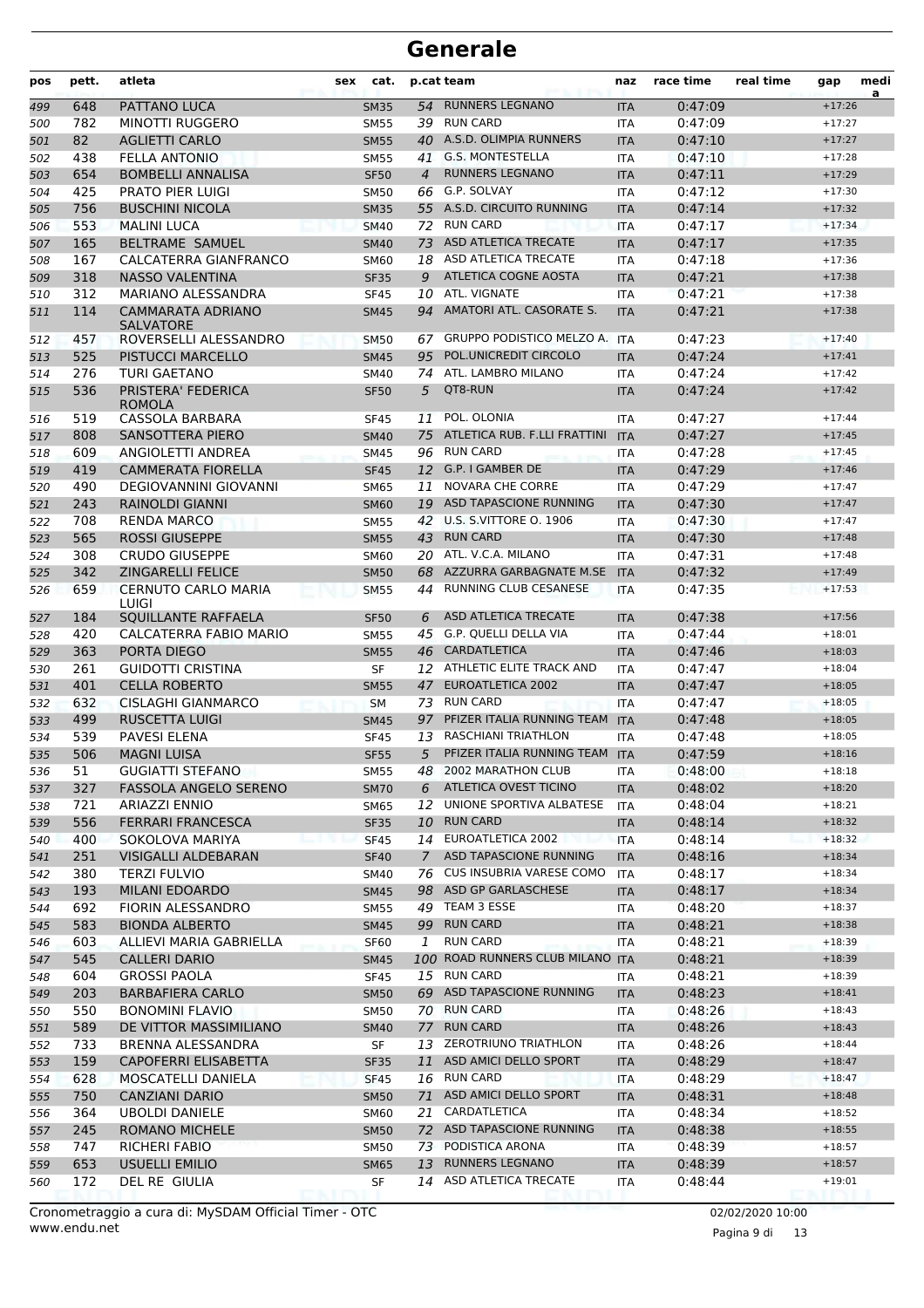# Generale

| pos | pett. | atleta | sex | cat. | p.cat | team | naz | race time | real time | gap | media |
|---|---|---|---|---|---|---|---|---|---|---|---|
| 499 | 648 | PATTANO LUCA | | SM35 | 54 | RUNNERS LEGNANO | ITA | 0:47:09 | | +17:26 | |
| 500 | 782 | MINOTTI RUGGERO | | SM55 | 39 | RUN CARD | ITA | 0:47:09 | | +17:27 | |
| 501 | 82 | AGLIETTI CARLO | | SM55 | 40 | A.S.D. OLIMPIA RUNNERS | ITA | 0:47:10 | | +17:27 | |
| 502 | 438 | FELLA ANTONIO | | SM55 | 41 | G.S. MONTESTELLA | ITA | 0:47:10 | | +17:28 | |
| 503 | 654 | BOMBELLI ANNALISA | | SF50 | 4 | RUNNERS LEGNANO | ITA | 0:47:11 | | +17:29 | |
| 504 | 425 | PRATO PIER LUIGI | | SM50 | 66 | G.P. SOLVAY | ITA | 0:47:12 | | +17:30 | |
| 505 | 756 | BUSCHINI NICOLA | | SM35 | 55 | A.S.D. CIRCUITO RUNNING | ITA | 0:47:14 | | +17:32 | |
| 506 | 553 | MALINI LUCA | | SM40 | 72 | RUN CARD | ITA | 0:47:17 | | +17:34 | |
| 507 | 165 | BELTRAME SAMUEL | | SM40 | 73 | ASD ATLETICA TRECATE | ITA | 0:47:17 | | +17:35 | |
| 508 | 167 | CALCATERRA GIANFRANCO | | SM60 | 18 | ASD ATLETICA TRECATE | ITA | 0:47:18 | | +17:36 | |
| 509 | 318 | NASSO VALENTINA | | SF35 | 9 | ATLETICA COGNE AOSTA | ITA | 0:47:21 | | +17:38 | |
| 510 | 312 | MARIANO ALESSANDRA | | SF45 | 10 | ATL. VIGNATE | ITA | 0:47:21 | | +17:38 | |
| 511 | 114 | CAMMARATA ADRIANO SALVATORE | | SM45 | 94 | AMATORI ATL. CASORATE S. | ITA | 0:47:21 | | +17:38 | |
| 512 | 457 | ROVERSELLI ALESSANDRO | | SM50 | 67 | GRUPPO PODISTICO MELZO A. | ITA | 0:47:23 | | +17:40 | |
| 513 | 525 | PISTUCCI MARCELLO | | SM45 | 95 | POL.UNICREDIT CIRCOLO | ITA | 0:47:24 | | +17:41 | |
| 514 | 276 | TURI GAETANO | | SM40 | 74 | ATL. LAMBRO MILANO | ITA | 0:47:24 | | +17:42 | |
| 515 | 536 | PRISTERA' FEDERICA ROMOLA | | SF50 | 5 | QT8-RUN | ITA | 0:47:24 | | +17:42 | |
| 516 | 519 | CASSOLA BARBARA | | SF45 | 11 | POL. OLONIA | ITA | 0:47:27 | | +17:44 | |
| 517 | 808 | SANSOTTERA PIERO | | SM40 | 75 | ATLETICA RUB. F.LLI FRATTINI | ITA | 0:47:27 | | +17:45 | |
| 518 | 609 | ANGIOLETTI ANDREA | | SM45 | 96 | RUN CARD | ITA | 0:47:28 | | +17:45 | |
| 519 | 419 | CAMMERATA FIORELLA | | SF45 | 12 | G.P. I GAMBER DE | ITA | 0:47:29 | | +17:46 | |
| 520 | 490 | DEGIOVANNINI GIOVANNI | | SM65 | 11 | NOVARA CHE CORRE | ITA | 0:47:29 | | +17:47 | |
| 521 | 243 | RAINOLDI GIANNI | | SM60 | 19 | ASD TAPASCIONE RUNNING | ITA | 0:47:30 | | +17:47 | |
| 522 | 708 | RENDA MARCO | | SM55 | 42 | U.S. S.VITTORE O. 1906 | ITA | 0:47:30 | | +17:47 | |
| 523 | 565 | ROSSI GIUSEPPE | | SM55 | 43 | RUN CARD | ITA | 0:47:30 | | +17:48 | |
| 524 | 308 | CRUDO GIUSEPPE | | SM60 | 20 | ATL. V.C.A. MILANO | ITA | 0:47:31 | | +17:48 | |
| 525 | 342 | ZINGARELLI FELICE | | SM50 | 68 | AZZURRA GARBAGNATE M.SE | ITA | 0:47:32 | | +17:49 | |
| 526 | 659 | CERNUTO CARLO MARIA LUIGI | | SM55 | 44 | RUNNING CLUB CESANESE | ITA | 0:47:35 | | +17:53 | |
| 527 | 184 | SQUILLANTE RAFFAELA | | SF50 | 6 | ASD ATLETICA TRECATE | ITA | 0:47:38 | | +17:56 | |
| 528 | 420 | CALCATERRA FABIO MARIO | | SM55 | 45 | G.P. QUELLI DELLA VIA | ITA | 0:47:44 | | +18:01 | |
| 529 | 363 | PORTA DIEGO | | SM55 | 46 | CARDATLETICA | ITA | 0:47:46 | | +18:03 | |
| 530 | 261 | GUIDOTTI CRISTINA | | SF | 12 | ATHLETIC ELITE TRACK AND | ITA | 0:47:47 | | +18:04 | |
| 531 | 401 | CELLA ROBERTO | | SM55 | 47 | EUROATLETICA 2002 | ITA | 0:47:47 | | +18:05 | |
| 532 | 632 | CISLAGHI GIANMARCO | | SM | 73 | RUN CARD | ITA | 0:47:47 | | +18:05 | |
| 533 | 499 | RUSCETTA LUIGI | | SM45 | 97 | PFIZER ITALIA RUNNING TEAM | ITA | 0:47:48 | | +18:05 | |
| 534 | 539 | PAVESI ELENA | | SF45 | 13 | RASCHIANI TRIATHLON | ITA | 0:47:48 | | +18:05 | |
| 535 | 506 | MAGNI LUISA | | SF55 | 5 | PFIZER ITALIA RUNNING TEAM | ITA | 0:47:59 | | +18:16 | |
| 536 | 51 | GUGIATTI STEFANO | | SM55 | 48 | 2002 MARATHON CLUB | ITA | 0:48:00 | | +18:18 | |
| 537 | 327 | FASSOLA ANGELO SERENO | | SM70 | 6 | ATLETICA OVEST TICINO | ITA | 0:48:02 | | +18:20 | |
| 538 | 721 | ARIAZZI ENNIO | | SM65 | 12 | UNIONE SPORTIVA ALBATESE | ITA | 0:48:04 | | +18:21 | |
| 539 | 556 | FERRARI FRANCESCA | | SF35 | 10 | RUN CARD | ITA | 0:48:14 | | +18:32 | |
| 540 | 400 | SOKOLOVA MARIYA | | SF45 | 14 | EUROATLETICA 2002 | ITA | 0:48:14 | | +18:32 | |
| 541 | 251 | VISIGALLI ALDEBARAN | | SF40 | 7 | ASD TAPASCIONE RUNNING | ITA | 0:48:16 | | +18:34 | |
| 542 | 380 | TERZI FULVIO | | SM40 | 76 | CUS INSUBRIA VARESE COMO | ITA | 0:48:17 | | +18:34 | |
| 543 | 193 | MILANI EDOARDO | | SM45 | 98 | ASD GP GARLASCHESE | ITA | 0:48:17 | | +18:34 | |
| 544 | 692 | FIORIN ALESSANDRO | | SM55 | 49 | TEAM 3 ESSE | ITA | 0:48:20 | | +18:37 | |
| 545 | 583 | BIONDA ALBERTO | | SM45 | 99 | RUN CARD | ITA | 0:48:21 | | +18:38 | |
| 546 | 603 | ALLIEVI MARIA GABRIELLA | | SF60 | 1 | RUN CARD | ITA | 0:48:21 | | +18:39 | |
| 547 | 545 | CALLERI DARIO | | SM45 | 100 | ROAD RUNNERS CLUB MILANO | ITA | 0:48:21 | | +18:39 | |
| 548 | 604 | GROSSI PAOLA | | SF45 | 15 | RUN CARD | ITA | 0:48:21 | | +18:39 | |
| 549 | 203 | BARBAFIERA CARLO | | SM50 | 69 | ASD TAPASCIONE RUNNING | ITA | 0:48:23 | | +18:41 | |
| 550 | 550 | BONOMINI FLAVIO | | SM50 | 70 | RUN CARD | ITA | 0:48:26 | | +18:43 | |
| 551 | 589 | DE VITTOR MASSIMILIANO | | SM40 | 77 | RUN CARD | ITA | 0:48:26 | | +18:43 | |
| 552 | 733 | BRENNA ALESSANDRA | | SF | 13 | ZEROTRIUNO TRIATHLON | ITA | 0:48:26 | | +18:44 | |
| 553 | 159 | CAPOFERRI ELISABETTA | | SF35 | 11 | ASD AMICI DELLO SPORT | ITA | 0:48:29 | | +18:47 | |
| 554 | 628 | MOSCATELLI DANIELA | | SF45 | 16 | RUN CARD | ITA | 0:48:29 | | +18:47 | |
| 555 | 750 | CANZIANI DARIO | | SM50 | 71 | ASD AMICI DELLO SPORT | ITA | 0:48:31 | | +18:48 | |
| 556 | 364 | UBOLDI DANIELE | | SM60 | 21 | CARDATLETICA | ITA | 0:48:34 | | +18:52 | |
| 557 | 245 | ROMANO MICHELE | | SM50 | 72 | ASD TAPASCIONE RUNNING | ITA | 0:48:38 | | +18:55 | |
| 558 | 747 | RICHERI FABIO | | SM50 | 73 | PODISTICA ARONA | ITA | 0:48:39 | | +18:57 | |
| 559 | 653 | USUELLI EMILIO | | SM65 | 13 | RUNNERS LEGNANO | ITA | 0:48:39 | | +18:57 | |
| 560 | 172 | DEL RE GIULIA | | SF | 14 | ASD ATLETICA TRECATE | ITA | 0:48:44 | | +19:01 | |

Cronometraggio a cura di: MySDAM Official Timer - OTC
www.endu.net

02/02/2020 10:00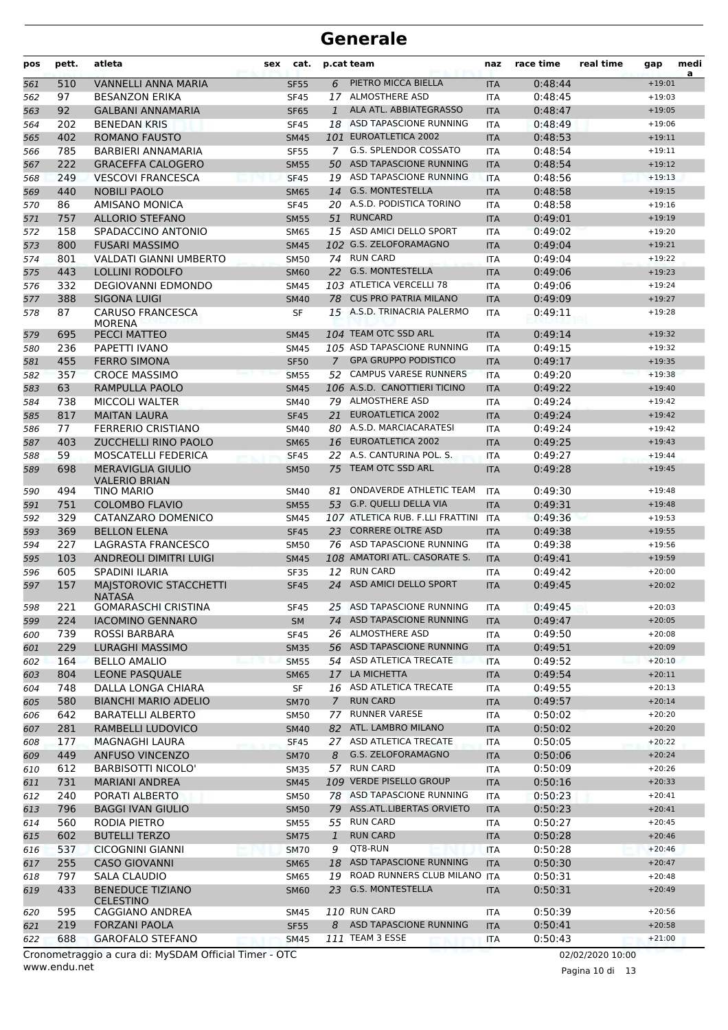# Generale

| pos | pett. | atleta | sex | cat. | p.cat | team | naz | race time | real time | gap | media |
|---|---|---|---|---|---|---|---|---|---|---|---|
| 561 | 510 | VANNELLI ANNA MARIA | | SF55 | 6 | PIETRO MICCA BIELLA | ITA | 0:48:44 | | +19:01 | |
| 562 | 97 | BESANZON ERIKA | | SF45 | 17 | ALMOSTHERE ASD | ITA | 0:48:45 | | +19:03 | |
| 563 | 92 | GALBANI ANNAMARIA | | SF65 | 1 | ALA ATL. ABBIATEGRASSO | ITA | 0:48:47 | | +19:05 | |
| 564 | 202 | BENEDAN KRIS | | SF45 | 18 | ASD TAPASCIONE RUNNING | ITA | 0:48:49 | | +19:06 | |
| 565 | 402 | ROMANO FAUSTO | | SM45 | 101 | EUROATLETICA 2002 | ITA | 0:48:53 | | +19:11 | |
| 566 | 785 | BARBIERI ANNAMARIA | | SF55 | 7 | G.S. SPLENDOR COSSATO | ITA | 0:48:54 | | +19:11 | |
| 567 | 222 | GRACEFFA CALOGERO | | SM55 | 50 | ASD TAPASCIONE RUNNING | ITA | 0:48:54 | | +19:12 | |
| 568 | 249 | VESCOVI FRANCESCA | | SF45 | 19 | ASD TAPASCIONE RUNNING | ITA | 0:48:56 | | +19:13 | |
| 569 | 440 | NOBILI PAOLO | | SM65 | 14 | G.S. MONTESTELLA | ITA | 0:48:58 | | +19:15 | |
| 570 | 86 | AMISANO MONICA | | SF45 | 20 | A.S.D. PODISTICA TORINO | ITA | 0:48:58 | | +19:16 | |
| 571 | 757 | ALLORIO STEFANO | | SM55 | 51 | RUNCARD | ITA | 0:49:01 | | +19:19 | |
| 572 | 158 | SPADACCINO ANTONIO | | SM65 | 15 | ASD AMICI DELLO SPORT | ITA | 0:49:02 | | +19:20 | |
| 573 | 800 | FUSARI MASSIMO | | SM45 | 102 | G.S. ZELOFORAMAGNO | ITA | 0:49:04 | | +19:21 | |
| 574 | 801 | VALDATI GIANNI UMBERTO | | SM50 | 74 | RUN CARD | ITA | 0:49:04 | | +19:22 | |
| 575 | 443 | LOLLINI RODOLFO | | SM60 | 22 | G.S. MONTESTELLA | ITA | 0:49:06 | | +19:23 | |
| 576 | 332 | DEGIOVANNI EDMONDO | | SM45 | 103 | ATLETICA VERCELLI 78 | ITA | 0:49:06 | | +19:24 | |
| 577 | 388 | SIGONA LUIGI | | SM40 | 78 | CUS PRO PATRIA MILANO | ITA | 0:49:09 | | +19:27 | |
| 578 | 87 | CARUSO FRANCESCA MORENA | | SF | 15 | A.S.D. TRINACRIA PALERMO | ITA | 0:49:11 | | +19:28 | |
| 579 | 695 | PECCI MATTEO | | SM45 | 104 | TEAM OTC SSD ARL | ITA | 0:49:14 | | +19:32 | |
| 580 | 236 | PAPETTI IVANO | | SM45 | 105 | ASD TAPASCIONE RUNNING | ITA | 0:49:15 | | +19:32 | |
| 581 | 455 | FERRO SIMONA | | SF50 | 7 | GPA GRUPPO PODISTICO | ITA | 0:49:17 | | +19:35 | |
| 582 | 357 | CROCE MASSIMO | | SM55 | 52 | CAMPUS VARESE RUNNERS | ITA | 0:49:20 | | +19:38 | |
| 583 | 63 | RAMPULLA PAOLO | | SM45 | 106 | A.S.D. CANOTTIERI TICINO | ITA | 0:49:22 | | +19:40 | |
| 584 | 738 | MICCOLI WALTER | | SM40 | 79 | ALMOSTHERE ASD | ITA | 0:49:24 | | +19:42 | |
| 585 | 817 | MAITAN LAURA | | SF45 | 21 | EUROATLETICA 2002 | ITA | 0:49:24 | | +19:42 | |
| 586 | 77 | FERRERIO CRISTIANO | | SM40 | 80 | A.S.D. MARCIACARATESI | ITA | 0:49:24 | | +19:42 | |
| 587 | 403 | ZUCCHELLI RINO PAOLO | | SM65 | 16 | EUROATLETICA 2002 | ITA | 0:49:25 | | +19:43 | |
| 588 | 59 | MOSCATELLI FEDERICA | | SF45 | 22 | A.S. CANTURINA POL. S. | ITA | 0:49:27 | | +19:44 | |
| 589 | 698 | MERAVIGLIA GIULIO VALERIO BRIAN | | SM50 | 75 | TEAM OTC SSD ARL | ITA | 0:49:28 | | +19:45 | |
| 590 | 494 | TINO MARIO | | SM40 | 81 | ONDAVERDE ATHLETIC TEAM | ITA | 0:49:30 | | +19:48 | |
| 591 | 751 | COLOMBO FLAVIO | | SM55 | 53 | G.P. QUELLI DELLA VIA | ITA | 0:49:31 | | +19:48 | |
| 592 | 329 | CATANZARO DOMENICO | | SM45 | 107 | ATLETICA RUB. F.LLI FRATTINI | ITA | 0:49:36 | | +19:53 | |
| 593 | 369 | BELLON ELENA | | SF45 | 23 | CORRERE OLTRE ASD | ITA | 0:49:38 | | +19:55 | |
| 594 | 227 | LAGRASTA FRANCESCO | | SM50 | 76 | ASD TAPASCIONE RUNNING | ITA | 0:49:38 | | +19:56 | |
| 595 | 103 | ANDREOLI DIMITRI LUIGI | | SM45 | 108 | AMATORI ATL. CASORATE S. | ITA | 0:49:41 | | +19:59 | |
| 596 | 605 | SPADINI ILARIA | | SF35 | 12 | RUN CARD | ITA | 0:49:42 | | +20:00 | |
| 597 | 157 | MAJSTOROVIC STACCHETTI NATASA | | SF45 | 24 | ASD AMICI DELLO SPORT | ITA | 0:49:45 | | +20:02 | |
| 598 | 221 | GOMARASCHI CRISTINA | | SF45 | 25 | ASD TAPASCIONE RUNNING | ITA | 0:49:45 | | +20:03 | |
| 599 | 224 | IACOMINO GENNARO | | SM | 74 | ASD TAPASCIONE RUNNING | ITA | 0:49:47 | | +20:05 | |
| 600 | 739 | ROSSI BARBARA | | SF45 | 26 | ALMOSTHERE ASD | ITA | 0:49:50 | | +20:08 | |
| 601 | 229 | LURAGHI MASSIMO | | SM35 | 56 | ASD TAPASCIONE RUNNING | ITA | 0:49:51 | | +20:09 | |
| 602 | 164 | BELLO AMALIO | | SM55 | 54 | ASD ATLETICA TRECATE | ITA | 0:49:52 | | +20:10 | |
| 603 | 804 | LEONE PASQUALE | | SM65 | 17 | LA MICHETTA | ITA | 0:49:54 | | +20:11 | |
| 604 | 748 | DALLA LONGA CHIARA | | SF | 16 | ASD ATLETICA TRECATE | ITA | 0:49:55 | | +20:13 | |
| 605 | 580 | BIANCHI MARIO ADELIO | | SM70 | 7 | RUN CARD | ITA | 0:49:57 | | +20:14 | |
| 606 | 642 | BARATELLI ALBERTO | | SM50 | 77 | RUNNER VARESE | ITA | 0:50:02 | | +20:20 | |
| 607 | 281 | RAMBELLI LUDOVICO | | SM40 | 82 | ATL. LAMBRO MILANO | ITA | 0:50:02 | | +20:20 | |
| 608 | 177 | MAGNAGHI LAURA | | SF45 | 27 | ASD ATLETICA TRECATE | ITA | 0:50:05 | | +20:22 | |
| 609 | 449 | ANFUSO VINCENZO | | SM70 | 8 | G.S. ZELOFORAMAGNO | ITA | 0:50:06 | | +20:24 | |
| 610 | 612 | BARBISOTTI NICOLO' | | SM35 | 57 | RUN CARD | ITA | 0:50:09 | | +20:26 | |
| 611 | 731 | MARIANI ANDREA | | SM45 | 109 | VERDE PISELLO GROUP | ITA | 0:50:16 | | +20:33 | |
| 612 | 240 | PORATI ALBERTO | | SM50 | 78 | ASD TAPASCIONE RUNNING | ITA | 0:50:23 | | +20:41 | |
| 613 | 796 | BAGGI IVAN GIULIO | | SM50 | 79 | ASS.ATL.LIBERTAS ORVIETO | ITA | 0:50:23 | | +20:41 | |
| 614 | 560 | RODIA PIETRO | | SM55 | 55 | RUN CARD | ITA | 0:50:27 | | +20:45 | |
| 615 | 602 | BUTELLI TERZO | | SM75 | 1 | RUN CARD | ITA | 0:50:28 | | +20:46 | |
| 616 | 537 | CICOGNINI GIANNI | | SM70 | 9 | QT8-RUN | ITA | 0:50:28 | | +20:46 | |
| 617 | 255 | CASO GIOVANNI | | SM65 | 18 | ASD TAPASCIONE RUNNING | ITA | 0:50:30 | | +20:47 | |
| 618 | 797 | SALA CLAUDIO | | SM65 | 19 | ROAD RUNNERS CLUB MILANO | ITA | 0:50:31 | | +20:48 | |
| 619 | 433 | BENEDUCE TIZIANO CELESTINO | | SM60 | 23 | G.S. MONTESTELLA | ITA | 0:50:31 | | +20:49 | |
| 620 | 595 | CAGGIANO ANDREA | | SM45 | 110 | RUN CARD | ITA | 0:50:39 | | +20:56 | |
| 621 | 219 | FORZANI PAOLA | | SF55 | 8 | ASD TAPASCIONE RUNNING | ITA | 0:50:41 | | +20:58 | |
| 622 | 688 | GAROFALO STEFANO | | SM45 | 111 | TEAM 3 ESSE | ITA | 0:50:43 | | +21:00 | |

Cronometraggio a cura di: MySDAM Official Timer - OTC
www.endu.net

02/02/2020 10:00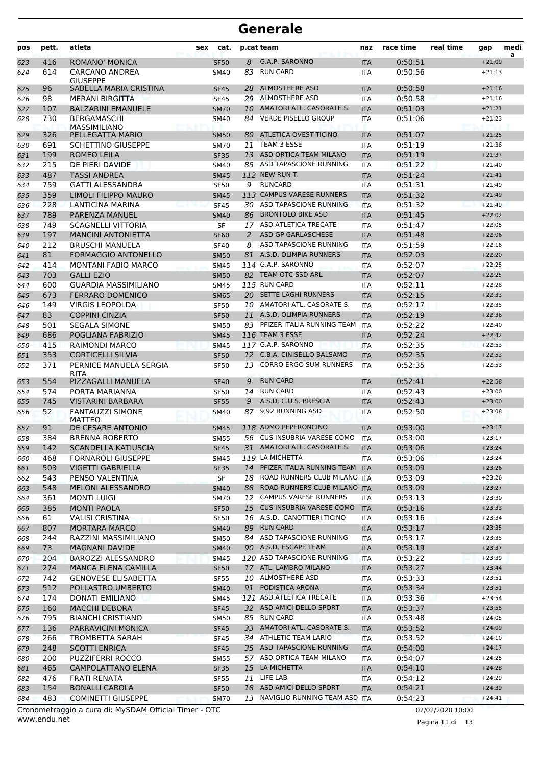# Generale

| pos | pett. | atleta | sex | cat. | p.cat | team | naz | race time | real time | gap | media |
|---|---|---|---|---|---|---|---|---|---|---|---|
| 623 | 416 | ROMANO' MONICA | | SF50 | 8 | G.A.P. SARONNO | ITA | 0:50:51 | | +21:09 | |
| 624 | 614 | CARCANO ANDREA GIUSEPPE | | SM40 | 83 | RUN CARD | ITA | 0:50:56 | | +21:13 | |
| 625 | 96 | SABELLA MARIA CRISTINA | | SF45 | 28 | ALMOSTHERE ASD | ITA | 0:50:58 | | +21:16 | |
| 626 | 98 | MERANI BIRGITTA | | SF45 | 29 | ALMOSTHERE ASD | ITA | 0:50:58 | | +21:16 | |
| 627 | 107 | BALZARINI EMANUELE | | SM70 | 10 | AMATORI ATL. CASORATE S. | ITA | 0:51:03 | | +21:21 | |
| 628 | 730 | BERGAMASCHI MASSIMILIANO | | SM40 | 84 | VERDE PISELLO GROUP | ITA | 0:51:06 | | +21:23 | |
| 629 | 326 | PELLEGATTA MARIO | | SM50 | 80 | ATLETICA OVEST TICINO | ITA | 0:51:07 | | +21:25 | |
| 630 | 691 | SCHETTINO GIUSEPPE | | SM70 | 11 | TEAM 3 ESSE | ITA | 0:51:19 | | +21:36 | |
| 631 | 199 | ROMEO LEILA | | SF35 | 13 | ASD ORTICA TEAM MILANO | ITA | 0:51:19 | | +21:37 | |
| 632 | 215 | DE PIERI DAVIDE | | SM40 | 85 | ASD TAPASCIONE RUNNING | ITA | 0:51:22 | | +21:40 | |
| 633 | 487 | TASSI ANDREA | | SM45 | 112 | NEW RUN T. | ITA | 0:51:24 | | +21:41 | |
| 634 | 759 | GATTI ALESSANDRA | | SF50 | 9 | RUNCARD | ITA | 0:51:31 | | +21:49 | |
| 635 | 359 | LIMOLI FILIPPO MAURO | | SM45 | 113 | CAMPUS VARESE RUNNERS | ITA | 0:51:32 | | +21:49 | |
| 636 | 228 | LANTICINA MARINA | | SF45 | 30 | ASD TAPASCIONE RUNNING | ITA | 0:51:32 | | +21:49 | |
| 637 | 789 | PARENZA MANUEL | | SM40 | 86 | BRONTOLO BIKE ASD | ITA | 0:51:45 | | +22:02 | |
| 638 | 749 | SCAGNELLI VITTORIA | | SF | 17 | ASD ATLETICA TRECATE | ITA | 0:51:47 | | +22:05 | |
| 639 | 197 | MANCINI ANTONIETTA | | SF60 | 2 | ASD GP GARLASCHESE | ITA | 0:51:48 | | +22:06 | |
| 640 | 212 | BRUSCHI MANUELA | | SF40 | 8 | ASD TAPASCIONE RUNNING | ITA | 0:51:59 | | +22:16 | |
| 641 | 81 | FORMAGGIO ANTONELLO | | SM50 | 81 | A.S.D. OLIMPIA RUNNERS | ITA | 0:52:03 | | +22:20 | |
| 642 | 414 | MONTANI FABIO MARCO | | SM45 | 114 | G.A.P. SARONNO | ITA | 0:52:07 | | +22:25 | |
| 643 | 703 | GALLI EZIO | | SM50 | 82 | TEAM OTC SSD ARL | ITA | 0:52:07 | | +22:25 | |
| 644 | 600 | GUARDIA MASSIMILIANO | | SM45 | 115 | RUN CARD | ITA | 0:52:11 | | +22:28 | |
| 645 | 673 | FERRARO DOMENICO | | SM65 | 20 | SETTE LAGHI RUNNERS | ITA | 0:52:15 | | +22:33 | |
| 646 | 149 | VIRGIS LEOPOLDA | | SF50 | 10 | AMATORI ATL. CASORATE S. | ITA | 0:52:17 | | +22:35 | |
| 647 | 83 | COPPINI CINZIA | | SF50 | 11 | A.S.D. OLIMPIA RUNNERS | ITA | 0:52:19 | | +22:36 | |
| 648 | 501 | SEGALA SIMONE | | SM50 | 83 | PFIZER ITALIA RUNNING TEAM | ITA | 0:52:22 | | +22:40 | |
| 649 | 686 | POGLIANA FABRIZIO | | SM45 | 116 | TEAM 3 ESSE | ITA | 0:52:24 | | +22:42 | |
| 650 | 415 | RAIMONDI MARCO | | SM45 | 117 | G.A.P. SARONNO | ITA | 0:52:35 | | +22:53 | |
| 651 | 353 | CORTICELLI SILVIA | | SF50 | 12 | C.B.A. CINISELLO BALSAMO | ITA | 0:52:35 | | +22:53 | |
| 652 | 371 | PERNICE MANUELA SERGIA RITA | | SF50 | 13 | CORRO ERGO SUM RUNNERS | ITA | 0:52:35 | | +22:53 | |
| 653 | 554 | PIZZAGALLI MANUELA | | SF40 | 9 | RUN CARD | ITA | 0:52:41 | | +22:58 | |
| 654 | 574 | PORTA MARIANNA | | SF50 | 14 | RUN CARD | ITA | 0:52:43 | | +23:00 | |
| 655 | 745 | VISTARINI BARBARA | | SF55 | 9 | A.S.D. C.U.S. BRESCIA | ITA | 0:52:43 | | +23:00 | |
| 656 | 52 | FANTAUZZI SIMONE MATTEO | | SM40 | 87 | 9,92 RUNNING ASD | ITA | 0:52:50 | | +23:08 | |
| 657 | 91 | DE CESARE ANTONIO | | SM45 | 118 | ADMO PEPERONCINO | ITA | 0:53:00 | | +23:17 | |
| 658 | 384 | BRENNA ROBERTO | | SM55 | 56 | CUS INSUBRIA VARESE COMO | ITA | 0:53:00 | | +23:17 | |
| 659 | 142 | SCANDELLA KATIUSCIA | | SF45 | 31 | AMATORI ATL. CASORATE S. | ITA | 0:53:06 | | +23:24 | |
| 660 | 468 | FORNAROLI GIUSEPPE | | SM45 | 119 | LA MICHETTA | ITA | 0:53:06 | | +23:24 | |
| 661 | 503 | VIGETTI GABRIELLA | | SF35 | 14 | PFIZER ITALIA RUNNING TEAM | ITA | 0:53:09 | | +23:26 | |
| 662 | 543 | PENSO VALENTINA | | SF | 18 | ROAD RUNNERS CLUB MILANO | ITA | 0:53:09 | | +23:26 | |
| 663 | 548 | MELONI ALESSANDRO | | SM40 | 88 | ROAD RUNNERS CLUB MILANO | ITA | 0:53:09 | | +23:27 | |
| 664 | 361 | MONTI LUIGI | | SM70 | 12 | CAMPUS VARESE RUNNERS | ITA | 0:53:13 | | +23:30 | |
| 665 | 385 | MONTI PAOLA | | SF50 | 15 | CUS INSUBRIA VARESE COMO | ITA | 0:53:16 | | +23:33 | |
| 666 | 61 | VALISI CRISTINA | | SF50 | 16 | A.S.D. CANOTTIERI TICINO | ITA | 0:53:16 | | +23:34 | |
| 667 | 807 | MORTARA MARCO | | SM40 | 89 | RUN CARD | ITA | 0:53:17 | | +23:35 | |
| 668 | 244 | RAZZINI MASSIMILIANO | | SM50 | 84 | ASD TAPASCIONE RUNNING | ITA | 0:53:17 | | +23:35 | |
| 669 | 73 | MAGNANI DAVIDE | | SM40 | 90 | A.S.D. ESCAPE TEAM | ITA | 0:53:19 | | +23:37 | |
| 670 | 204 | BAROZZI ALESSANDRO | | SM45 | 120 | ASD TAPASCIONE RUNNING | ITA | 0:53:22 | | +23:39 | |
| 671 | 274 | MANCA ELENA CAMILLA | | SF50 | 17 | ATL. LAMBRO MILANO | ITA | 0:53:27 | | +23:44 | |
| 672 | 742 | GENOVESE ELISABETTA | | SF55 | 10 | ALMOSTHERE ASD | ITA | 0:53:33 | | +23:51 | |
| 673 | 512 | POLLASTRO UMBERTO | | SM40 | 91 | PODISTICA ARONA | ITA | 0:53:34 | | +23:51 | |
| 674 | 174 | DONATI EMILIANO | | SM45 | 121 | ASD ATLETICA TRECATE | ITA | 0:53:36 | | +23:54 | |
| 675 | 160 | MACCHI DEBORA | | SF45 | 32 | ASD AMICI DELLO SPORT | ITA | 0:53:37 | | +23:55 | |
| 676 | 795 | BIANCHI CRISTIANO | | SM50 | 85 | RUN CARD | ITA | 0:53:48 | | +24:05 | |
| 677 | 136 | PARRAVICINI MONICA | | SF45 | 33 | AMATORI ATL. CASORATE S. | ITA | 0:53:52 | | +24:09 | |
| 678 | 266 | TROMBETTA SARAH | | SF45 | 34 | ATHLETIC TEAM LARIO | ITA | 0:53:52 | | +24:10 | |
| 679 | 248 | SCOTTI ENRICA | | SF45 | 35 | ASD TAPASCIONE RUNNING | ITA | 0:54:00 | | +24:17 | |
| 680 | 200 | PUZZIFERRI ROCCO | | SM55 | 57 | ASD ORTICA TEAM MILANO | ITA | 0:54:07 | | +24:25 | |
| 681 | 465 | CAMPOLATTANO ELENA | | SF35 | 15 | LA MICHETTA | ITA | 0:54:10 | | +24:28 | |
| 682 | 476 | FRATI RENATA | | SF55 | 11 | LIFE LAB | ITA | 0:54:12 | | +24:29 | |
| 683 | 154 | BONALLI CAROLA | | SF50 | 18 | ASD AMICI DELLO SPORT | ITA | 0:54:21 | | +24:39 | |
| 684 | 483 | COMINETTI GIUSEPPE | | SM70 | 13 | NAVIGLIO RUNNING TEAM ASD | ITA | 0:54:23 | | +24:41 | |

Cronometraggio a cura di: MySDAM Official Timer - OTC
www.endu.net

02/02/2020 10:00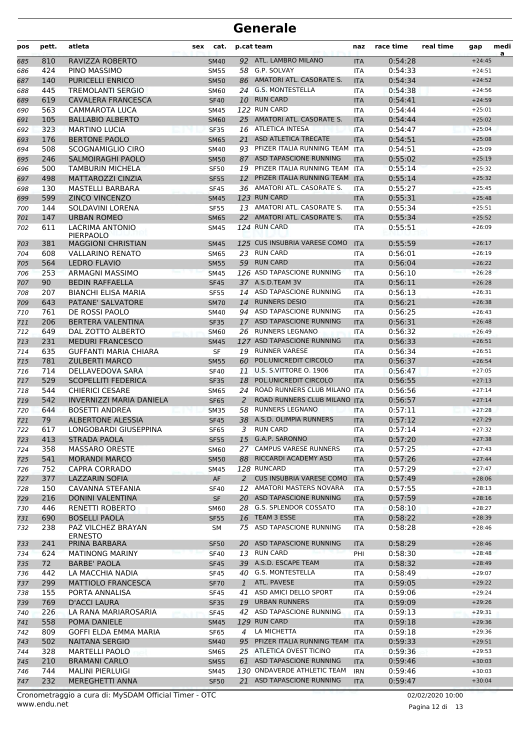# Generale

| pos | pett. | atleta | sex | cat. | p.cat | team | naz | race time | real time | gap | media |
|---|---|---|---|---|---|---|---|---|---|---|---|
| 685 | 810 | RAVIZZA ROBERTO | | SM40 | 92 | ATL. LAMBRO MILANO | ITA | 0:54:28 | | +24:45 | |
| 686 | 424 | PINO MASSIMO | | SM55 | 58 | G.P. SOLVAY | ITA | 0:54:33 | | +24:51 | |
| 687 | 140 | PURICELLI ENRICO | | SM50 | 86 | AMATORI ATL. CASORATE S. | ITA | 0:54:34 | | +24:52 | |
| 688 | 445 | TREMOLANTI SERGIO | | SM60 | 24 | G.S. MONTESTELLA | ITA | 0:54:38 | | +24:56 | |
| 689 | 619 | CAVALERA FRANCESCA | | SF40 | 10 | RUN CARD | ITA | 0:54:41 | | +24:59 | |
| 690 | 563 | CAMMAROTA LUCA | | SM45 | 122 | RUN CARD | ITA | 0:54:44 | | +25:01 | |
| 691 | 105 | BALLABIO ALBERTO | | SM60 | 25 | AMATORI ATL. CASORATE S. | ITA | 0:54:44 | | +25:02 | |
| 692 | 323 | MARTINO LUCIA | | SF35 | 16 | ATLETICA INTESA | ITA | 0:54:47 | | +25:04 | |
| 693 | 176 | BERTONE PAOLO | | SM65 | 21 | ASD ATLETICA TRECATE | ITA | 0:54:51 | | +25:08 | |
| 694 | 508 | SCOGNAMIGLIO CIRO | | SM40 | 93 | PFIZER ITALIA RUNNING TEAM | ITA | 0:54:51 | | +25:09 | |
| 695 | 246 | SALMOIRAGHI PAOLO | | SM50 | 87 | ASD TAPASCIONE RUNNING | ITA | 0:55:02 | | +25:19 | |
| 696 | 500 | TAMBURIN MICHELA | | SF50 | 19 | PFIZER ITALIA RUNNING TEAM | ITA | 0:55:14 | | +25:32 | |
| 697 | 498 | MATTAROZZI CINZIA | | SF55 | 12 | PFIZER ITALIA RUNNING TEAM | ITA | 0:55:14 | | +25:32 | |
| 698 | 130 | MASTELLI BARBARA | | SF45 | 36 | AMATORI ATL. CASORATE S. | ITA | 0:55:27 | | +25:45 | |
| 699 | 599 | ZINCO VINCENZO | | SM45 | 123 | RUN CARD | ITA | 0:55:31 | | +25:48 | |
| 700 | 144 | SOLDAVINI LORENA | | SF55 | 13 | AMATORI ATL. CASORATE S. | ITA | 0:55:34 | | +25:51 | |
| 701 | 147 | URBAN ROMEO | | SM65 | 22 | AMATORI ATL. CASORATE S. | ITA | 0:55:34 | | +25:52 | |
| 702 | 611 | LACRIMA ANTONIO PIERPAOLO | | SM45 | 124 | RUN CARD | ITA | 0:55:51 | | +26:09 | |
| 703 | 381 | MAGGIONI CHRISTIAN | | SM45 | 125 | CUS INSUBRIA VARESE COMO | ITA | 0:55:59 | | +26:17 | |
| 704 | 608 | VALLARINO RENATO | | SM65 | 23 | RUN CARD | ITA | 0:56:01 | | +26:19 | |
| 705 | 564 | LEDRO FLAVIO | | SM55 | 59 | RUN CARD | ITA | 0:56:04 | | +26:22 | |
| 706 | 253 | ARMAGNI MASSIMO | | SM45 | 126 | ASD TAPASCIONE RUNNING | ITA | 0:56:10 | | +26:28 | |
| 707 | 90 | BEDIN RAFFAELLA | | SF45 | 37 | A.S.D.TEAM 3V | ITA | 0:56:11 | | +26:28 | |
| 708 | 207 | BIANCHI ELISA MARIA | | SF55 | 14 | ASD TAPASCIONE RUNNING | ITA | 0:56:13 | | +26:31 | |
| 709 | 643 | PATANE' SALVATORE | | SM70 | 14 | RUNNERS DESIO | ITA | 0:56:21 | | +26:38 | |
| 710 | 761 | DE ROSSI PAOLO | | SM40 | 94 | ASD TAPASCIONE RUNNING | ITA | 0:56:25 | | +26:43 | |
| 711 | 206 | BERTERA VALENTINA | | SF35 | 17 | ASD TAPASCIONE RUNNING | ITA | 0:56:31 | | +26:48 | |
| 712 | 649 | DAL ZOTTO ALBERTO | | SM60 | 26 | RUNNERS LEGNANO | ITA | 0:56:32 | | +26:49 | |
| 713 | 231 | MEDURI FRANCESCO | | SM45 | 127 | ASD TAPASCIONE RUNNING | ITA | 0:56:33 | | +26:51 | |
| 714 | 635 | GUFFANTI MARIA CHIARA | | SF | 19 | RUNNER VARESE | ITA | 0:56:34 | | +26:51 | |
| 715 | 781 | ZULBERTI MARCO | | SM55 | 60 | POL.UNICREDIT CIRCOLO | ITA | 0:56:37 | | +26:54 | |
| 716 | 714 | DELLAVEDOVA SARA | | SF40 | 11 | U.S. S.VITTORE O. 1906 | ITA | 0:56:47 | | +27:05 | |
| 717 | 529 | SCOPELLITI FEDERICA | | SF35 | 18 | POL.UNICREDIT CIRCOLO | ITA | 0:56:55 | | +27:13 | |
| 718 | 544 | CHIERICI CESARE | | SM65 | 24 | ROAD RUNNERS CLUB MILANO | ITA | 0:56:56 | | +27:14 | |
| 719 | 542 | INVERNIZZI MARIA DANIELA | | SF65 | 2 | ROAD RUNNERS CLUB MILANO | ITA | 0:56:57 | | +27:14 | |
| 720 | 644 | BOSETTI ANDREA | | SM35 | 58 | RUNNERS LEGNANO | ITA | 0:57:11 | | +27:28 | |
| 721 | 79 | ALBERTONE ALESSIA | | SF45 | 38 | A.S.D. OLIMPIA RUNNERS | ITA | 0:57:12 | | +27:29 | |
| 722 | 617 | LONGOBARDI GIUSEPPINA | | SF65 | 3 | RUN CARD | ITA | 0:57:14 | | +27:32 | |
| 723 | 413 | STRADA PAOLA | | SF55 | 15 | G.A.P. SARONNO | ITA | 0:57:20 | | +27:38 | |
| 724 | 358 | MASSARO ORESTE | | SM60 | 27 | CAMPUS VARESE RUNNERS | ITA | 0:57:25 | | +27:43 | |
| 725 | 541 | MORANDI MARCO | | SM50 | 88 | RICCARDI ACADEMY ASD | ITA | 0:57:26 | | +27:44 | |
| 726 | 752 | CAPRA CORRADO | | SM45 | 128 | RUNCARD | ITA | 0:57:29 | | +27:47 | |
| 727 | 377 | LAZZARIN SOFIA | | AF | 2 | CUS INSUBRIA VARESE COMO | ITA | 0:57:49 | | +28:06 | |
| 728 | 150 | CAVANNA STEFANIA | | SF40 | 12 | AMATORI MASTERS NOVARA | ITA | 0:57:55 | | +28:13 | |
| 729 | 216 | DONINI VALENTINA | | SF | 20 | ASD TAPASCIONE RUNNING | ITA | 0:57:59 | | +28:16 | |
| 730 | 446 | RENETTI ROBERTO | | SM60 | 28 | G.S. SPLENDOR COSSATO | ITA | 0:58:10 | | +28:27 | |
| 731 | 690 | BOSELLI PAOLA | | SF55 | 16 | TEAM 3 ESSE | ITA | 0:58:22 | | +28:39 | |
| 732 | 238 | PAZ VILCHEZ BRAYAN ERNESTO | | SM | 75 | ASD TAPASCIONE RUNNING | ITA | 0:58:28 | | +28:46 | |
| 733 | 241 | PRINA BARBARA | | SF50 | 20 | ASD TAPASCIONE RUNNING | ITA | 0:58:29 | | +28:46 | |
| 734 | 624 | MATINONG MARINY | | SF40 | 13 | RUN CARD | PHI | 0:58:30 | | +28:48 | |
| 735 | 72 | BARBE' PAOLA | | SF45 | 39 | A.S.D. ESCAPE TEAM | ITA | 0:58:32 | | +28:49 | |
| 736 | 442 | LA MACCHIA NADIA | | SF45 | 40 | G.S. MONTESTELLA | ITA | 0:58:49 | | +29:07 | |
| 737 | 299 | MATTIOLO FRANCESCA | | SF70 | 1 | ATL. PAVESE | ITA | 0:59:05 | | +29:22 | |
| 738 | 155 | PORTA ANNALISA | | SF45 | 41 | ASD AMICI DELLO SPORT | ITA | 0:59:06 | | +29:24 | |
| 739 | 769 | D'ACCI LAURA | | SF35 | 19 | URBAN RUNNERS | ITA | 0:59:09 | | +29:26 | |
| 740 | 226 | LA RANA MARIAROSARIA | | SF45 | 42 | ASD TAPASCIONE RUNNING | ITA | 0:59:13 | | +29:31 | |
| 741 | 558 | POMA DANIELE | | SM45 | 129 | RUN CARD | ITA | 0:59:18 | | +29:36 | |
| 742 | 809 | GOFFI ELDA EMMA MARIA | | SF65 | 4 | LA MICHETTA | ITA | 0:59:18 | | +29:36 | |
| 743 | 502 | NAITANA SERGIO | | SM40 | 95 | PFIZER ITALIA RUNNING TEAM | ITA | 0:59:33 | | +29:51 | |
| 744 | 328 | MARTELLI PAOLO | | SM65 | 25 | ATLETICA OVEST TICINO | ITA | 0:59:36 | | +29:53 | |
| 745 | 210 | BRAMANI CARLO | | SM55 | 61 | ASD TAPASCIONE RUNNING | ITA | 0:59:46 | | +30:03 | |
| 746 | 744 | MALINI PIERLUIGI | | SM45 | 130 | ONDAVERDE ATHLETIC TEAM | IRN | 0:59:46 | | +30:03 | |
| 747 | 232 | MEREGHETTI ANNA | | SF50 | 21 | ASD TAPASCIONE RUNNING | ITA | 0:59:47 | | +30:04 | |

Cronometraggio a cura di: MySDAM Official Timer - OTC
www.endu.net

02/02/2020 10:00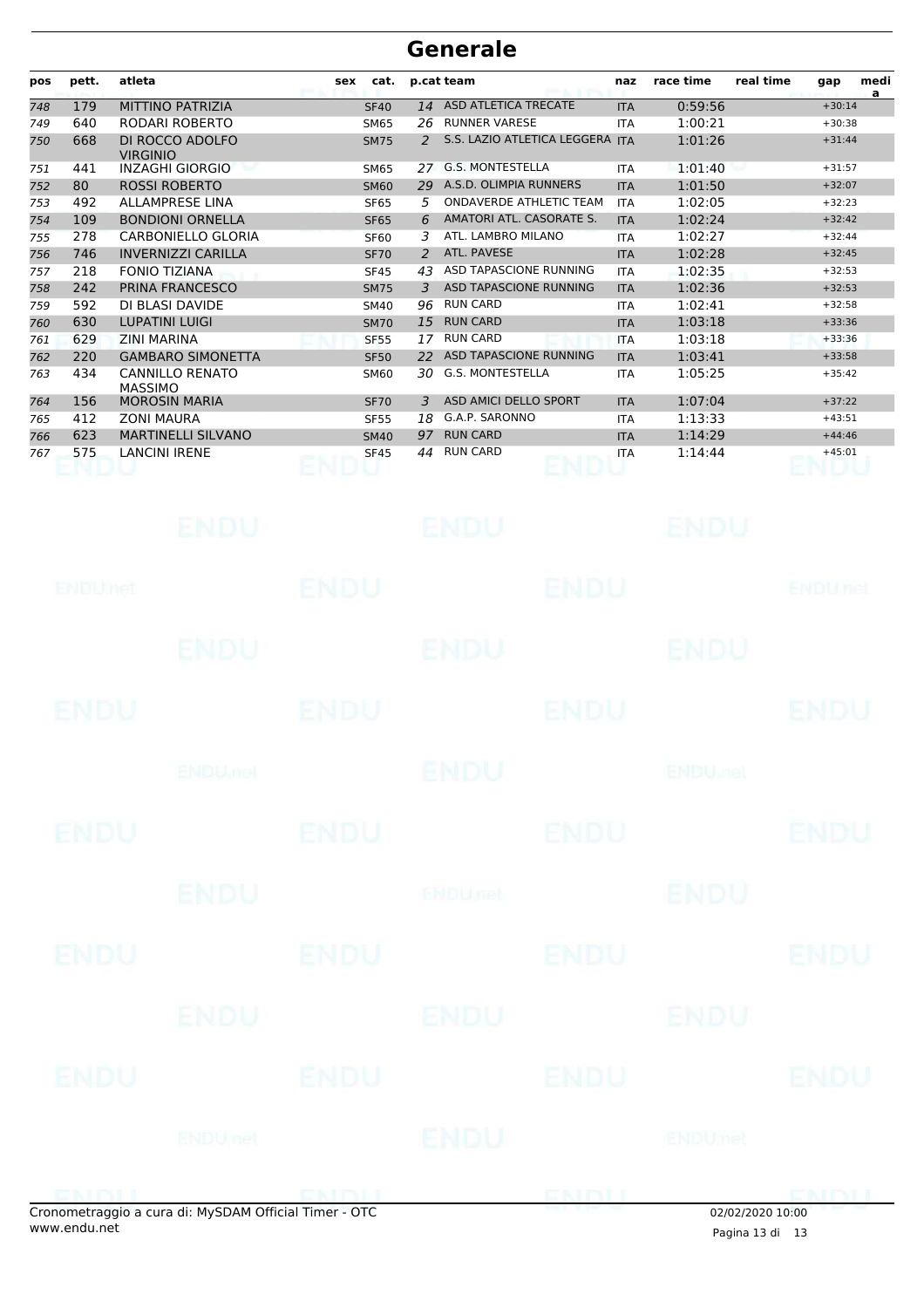# Generale

| pos | pett. | atleta | sex | cat. | p.cat | team | naz | race time | real time | gap | media |
|---|---|---|---|---|---|---|---|---|---|---|---|
| 748 | 179 | MITTINO PATRIZIA | | SF40 | 14 | ASD ATLETICA TRECATE | ITA | 0:59:56 | | +30:14 | |
| 749 | 640 | RODARI ROBERTO | | SM65 | 26 | RUNNER VARESE | ITA | 1:00:21 | | +30:38 | |
| 750 | 668 | DI ROCCO ADOLFO VIRGINIO | | SM75 | 2 | S.S. LAZIO ATLETICA LEGGERA | ITA | 1:01:26 | | +31:44 | |
| 751 | 441 | INZAGHI GIORGIO | | SM65 | 27 | G.S. MONTESTELLA | ITA | 1:01:40 | | +31:57 | |
| 752 | 80 | ROSSI ROBERTO | | SM60 | 29 | A.S.D. OLIMPIA RUNNERS | ITA | 1:01:50 | | +32:07 | |
| 753 | 492 | ALLAMPRESE LINA | | SF65 | 5 | ONDAVERDE ATHLETIC TEAM | ITA | 1:02:05 | | +32:23 | |
| 754 | 109 | BONDIONI ORNELLA | | SF65 | 6 | AMATORI ATL. CASORATE S. | ITA | 1:02:24 | | +32:42 | |
| 755 | 278 | CARBONIELLO GLORIA | | SF60 | 3 | ATL. LAMBRO MILANO | ITA | 1:02:27 | | +32:44 | |
| 756 | 746 | INVERNIZZI CARILLA | | SF70 | 2 | ATL. PAVESE | ITA | 1:02:28 | | +32:45 | |
| 757 | 218 | FONIO TIZIANA | | SF45 | 43 | ASD TAPASCIONE RUNNING | ITA | 1:02:35 | | +32:53 | |
| 758 | 242 | PRINA FRANCESCO | | SM75 | 3 | ASD TAPASCIONE RUNNING | ITA | 1:02:36 | | +32:53 | |
| 759 | 592 | DI BLASI DAVIDE | | SM40 | 96 | RUN CARD | ITA | 1:02:41 | | +32:58 | |
| 760 | 630 | LUPATINI LUIGI | | SM70 | 15 | RUN CARD | ITA | 1:03:18 | | +33:36 | |
| 761 | 629 | ZINI MARINA | | SF55 | 17 | RUN CARD | ITA | 1:03:18 | | +33:36 | |
| 762 | 220 | GAMBARO SIMONETTA | | SF50 | 22 | ASD TAPASCIONE RUNNING | ITA | 1:03:41 | | +33:58 | |
| 763 | 434 | CANNILLO RENATO MASSIMO | | SM60 | 30 | G.S. MONTESTELLA | ITA | 1:05:25 | | +35:42 | |
| 764 | 156 | MOROSIN MARIA | | SF70 | 3 | ASD AMICI DELLO SPORT | ITA | 1:07:04 | | +37:22 | |
| 765 | 412 | ZONI MAURA | | SF55 | 18 | G.A.P. SARONNO | ITA | 1:13:33 | | +43:51 | |
| 766 | 623 | MARTINELLI SILVANO | | SM40 | 97 | RUN CARD | ITA | 1:14:29 | | +44:46 | |
| 767 | 575 | LANCINI IRENE | | SF45 | 44 | RUN CARD | ITA | 1:14:44 | | +45:01 | |

Cronometraggio a cura di: MySDAM Official Timer - OTC
www.endu.net

02/02/2020 10:00